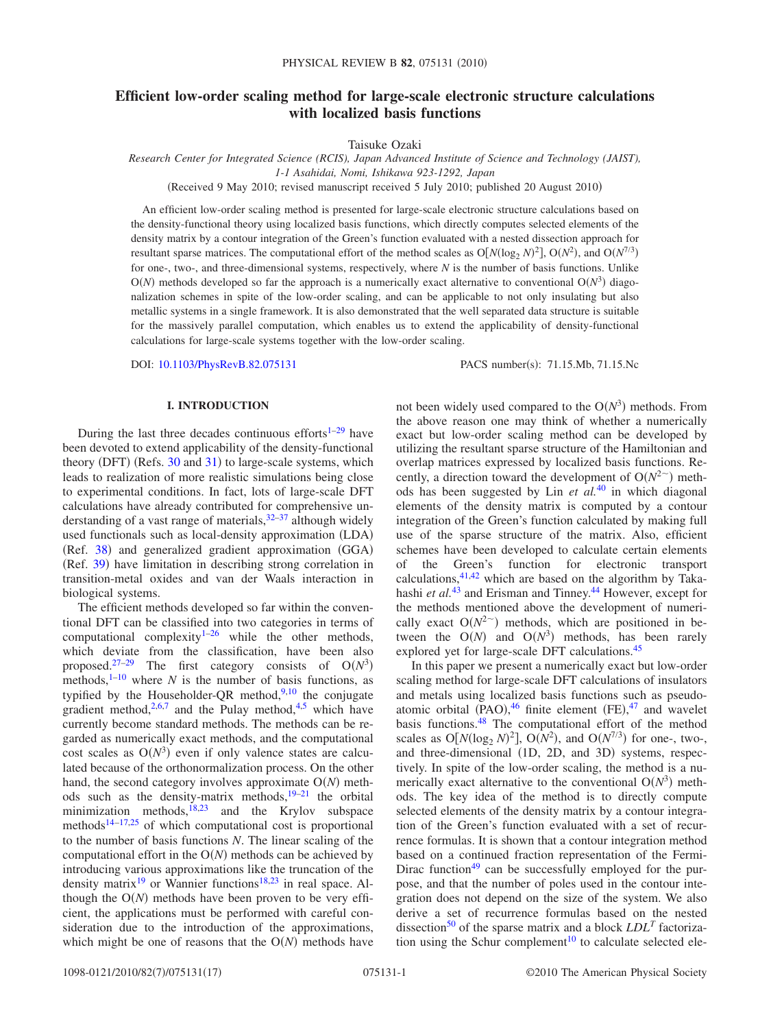# Efficient low-order scaling method for large-scale electronic structure calculations with localized basis functions

Taisuke Ozaki

*Research Center for Integrated Science (RCIS), Japan Advanced Institute of Science and Technology (JAIST), 1-1 Asahidai, Nomi, Ishikawa 923-1292, Japan*

(Received 9 May 2010; revised manuscript received 5 July 2010; published 20 August 2010)

An efficient low-order scaling method is presented for large-scale electronic structure calculations based on the density-functional theory using localized basis functions, which directly computes selected elements of the density matrix by a contour integration of the Green's function evaluated with a nested dissection approach for resultant sparse matrices. The computational effort of the method scales as $O[N(\log_2 N)^2]$, $O(N^2)$, and $O(N^{7/3})$ for one-, two-, and three-dimensional systems, respectively, where $N$ is the number of basis functions. Unlike $O(N)$ methods developed so far the approach is a numerically exact alternative to conventional $O(N^3)$ diagonalization schemes in spite of the low-order scaling, and can be applicable to not only insulating but also metallic systems in a single framework. It is also demonstrated that the well separated data structure is suitable for the massively parallel computation, which enables us to extend the applicability of density-functional calculations for large-scale systems together with the low-order scaling.

DOI: 10.1103/PhysRevB.82.075131 PACS number(s): 71.15.Mb, 71.15.Nc

## I. INTRODUCTION

During the last three decades continuous efforts[1–29] have been devoted to extend applicability of the density-functional theory (DFT) (Refs. 30 and 31) to large-scale systems, which leads to realization of more realistic simulations being close to experimental conditions. In fact, lots of large-scale DFT calculations have already contributed for comprehensive understanding of a vast range of materials,[32–37] although widely used functionals such as local-density approximation (LDA) (Ref. 38) and generalized gradient approximation (GGA) (Ref. 39) have limitation in describing strong correlation in transition-metal oxides and van der Waals interaction in biological systems.

The efficient methods developed so far within the conventional DFT can be classified into two categories in terms of computational complexity[1–26] while the other methods, which deviate from the classification, have been also proposed.[27–29] The first category consists of $O(N^3)$ methods,[1–10] where $N$ is the number of basis functions, as typified by the Householder-QR method,[9,10] the conjugate gradient method,[2,6,7] and the Pulay method,[4,5] which have currently become standard methods. The methods can be regarded as numerically exact methods, and the computational cost scales as $O(N^3)$ even if only valence states are calculated because of the orthonormalization process. On the other hand, the second category involves approximate $O(N)$ methods such as the density-matrix methods,[19–21] the orbital minimization methods,[18,23] and the Krylov subspace methods[14–17,25] of which computational cost is proportional to the number of basis functions $N$. The linear scaling of the computational effort in the $O(N)$ methods can be achieved by introducing various approximations like the truncation of the density matrix[19] or Wannier functions[18,23] in real space. Although the $O(N)$ methods have been proven to be very efficient, the applications must be performed with careful consideration due to the introduction of the approximations, which might be one of reasons that the $O(N)$ methods have not been widely used compared to the $O(N^3)$ methods. From the above reason one may think of whether a numerically exact but low-order scaling method can be developed by utilizing the resultant sparse structure of the Hamiltonian and overlap matrices expressed by localized basis functions. Recently, a direction toward the development of $O(N^{2\sim})$ methods has been suggested by Lin *et al.*[40] in which diagonal elements of the density matrix is computed by a contour integration of the Green's function calculated by making full use of the sparse structure of the matrix. Also, efficient schemes have been developed to calculate certain elements of the Green's function for electronic transport calculations,[41,42] which are based on the algorithm by Takahashi *et al.*[43] and Erisman and Tinney.[44] However, except for the methods mentioned above the development of numerically exact $O(N^{2\sim})$ methods, which are positioned in between the $O(N)$ and $O(N^3)$ methods, has been rarely explored yet for large-scale DFT calculations.[45]

In this paper we present a numerically exact but low-order scaling method for large-scale DFT calculations of insulators and metals using localized basis functions such as pseudoatomic orbital (PAO),[46] finite element (FE),[47] and wavelet basis functions.[48] The computational effort of the method scales as $O[N(\log_2 N)^2]$, $O(N^2)$, and $O(N^{7/3})$ for one-, two-, and three-dimensional (1D, 2D, and 3D) systems, respectively. In spite of the low-order scaling, the method is a numerically exact alternative to the conventional $O(N^3)$ methods. The key idea of the method is to directly compute selected elements of the density matrix by a contour integration of the Green's function evaluated with a set of recurrence formulas. It is shown that a contour integration method based on a continued fraction representation of the Fermi-Dirac function[49] can be successfully employed for the purpose, and that the number of poles used in the contour integration does not depend on the size of the system. We also derive a set of recurrence formulas based on the nested dissection[50] of the sparse matrix and a block $LDL^T$ factorization using the Schur complement[10] to calculate selected ele-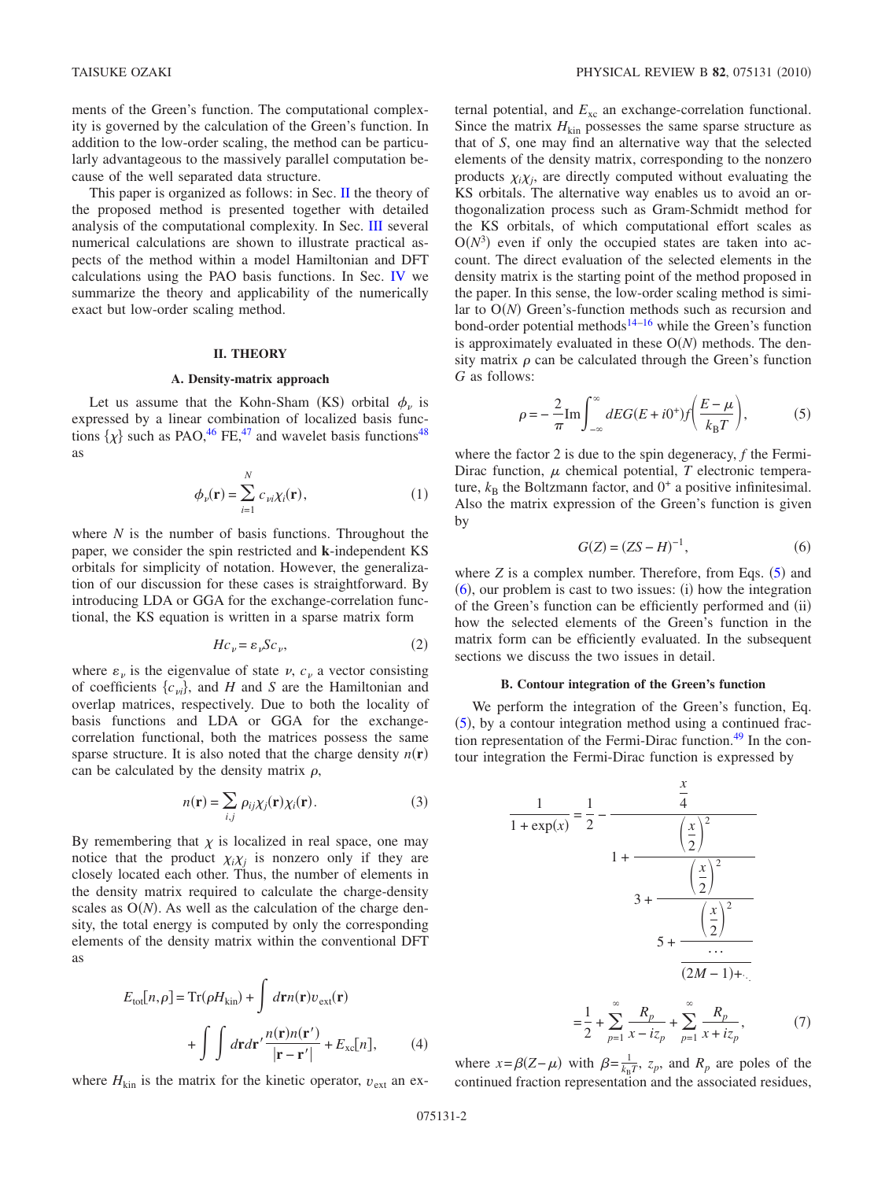ments of the Green's function. The computational complexity is governed by the calculation of the Green's function. In addition to the low-order scaling, the method can be particularly advantageous to the massively parallel computation because of the well separated data structure.

This paper is organized as follows: in Sec. II the theory of the proposed method is presented together with detailed analysis of the computational complexity. In Sec. III several numerical calculations are shown to illustrate practical aspects of the method within a model Hamiltonian and DFT calculations using the PAO basis functions. In Sec. IV we summarize the theory and applicability of the numerically exact but low-order scaling method.

## II. THEORY

### A. Density-matrix approach

Let us assume that the Kohn-Sham (KS) orbital $\phi_\nu$ is expressed by a linear combination of localized basis functions $\{\chi\}$ such as PAO,[46] FE,[47] and wavelet basis functions[48] as

$$\phi_\nu(\mathbf{r}) = \sum_{i=1}^{N} c_{\nu i}\chi_i(\mathbf{r}), \tag{1}$$

where $N$ is the number of basis functions. Throughout the paper, we consider the spin restricted and $\mathbf{k}$-independent KS orbitals for simplicity of notation. However, the generalization of our discussion for these cases is straightforward. By introducing LDA or GGA for the exchange-correlation functional, the KS equation is written in a sparse matrix form

$$Hc_\nu = \varepsilon_\nu S c_\nu, \tag{2}$$

where $\varepsilon_\nu$ is the eigenvalue of state $\nu$, $c_\nu$ a vector consisting of coefficients $\{c_{\nu i}\}$, and $H$ and $S$ are the Hamiltonian and overlap matrices, respectively. Due to both the locality of basis functions and LDA or GGA for the exchange-correlation functional, both the matrices possess the same sparse structure. It is also noted that the charge density $n(\mathbf{r})$ can be calculated by the density matrix $\rho$,

$$n(\mathbf{r}) = \sum_{i,j} \rho_{ij}\chi_j(\mathbf{r})\chi_i(\mathbf{r}). \tag{3}$$

By remembering that $\chi$ is localized in real space, one may notice that the product $\chi_i\chi_j$ is nonzero only if they are closely located each other. Thus, the number of elements in the density matrix required to calculate the charge-density scales as O($N$). As well as the calculation of the charge density, the total energy is computed by only the corresponding elements of the density matrix within the conventional DFT as

$$E_{\text{tot}}[n,\rho] = \text{Tr}(\rho H_{\text{kin}}) + \int d\mathbf{r}\, n(\mathbf{r})v_{\text{ext}}(\mathbf{r}) + \int\int d\mathbf{r}d\mathbf{r}'\frac{n(\mathbf{r})n(\mathbf{r}')}{|\mathbf{r}-\mathbf{r}'|} + E_{\text{xc}}[n], \tag{4}$$

where $H_{\text{kin}}$ is the matrix for the kinetic operator, $v_{\text{ext}}$ an external potential, and $E_{\text{xc}}$ an exchange-correlation functional. Since the matrix $H_{\text{kin}}$ possesses the same sparse structure as that of $S$, one may find an alternative way that the selected elements of the density matrix, corresponding to the nonzero products $\chi_i\chi_j$, are directly computed without evaluating the KS orbitals. The alternative way enables us to avoid an orthogonalization process such as Gram-Schmidt method for the KS orbitals, of which computational effort scales as O($N^3$) even if only the occupied states are taken into account. The direct evaluation of the selected elements in the density matrix is the starting point of the method proposed in the paper. In this sense, the low-order scaling method is similar to O($N$) Green's-function methods such as recursion and bond-order potential methods[14–16] while the Green's function is approximately evaluated in these O($N$) methods. The density matrix $\rho$ can be calculated through the Green's function $G$ as follows:

$$\rho = -\frac{2}{\pi}\text{Im}\int_{-\infty}^{\infty} dE\, G(E+i0^+) f\left(\frac{E-\mu}{k_{\text{B}}T}\right), \tag{5}$$

where the factor 2 is due to the spin degeneracy, $f$ the Fermi-Dirac function, $\mu$ chemical potential, $T$ electronic temperature, $k_{\text{B}}$ the Boltzmann factor, and $0^+$ a positive infinitesimal. Also the matrix expression of the Green's function is given by

$$G(Z) = (ZS - H)^{-1}, \tag{6}$$

where $Z$ is a complex number. Therefore, from Eqs. (5) and (6), our problem is cast to two issues: (i) how the integration of the Green's function can be efficiently performed and (ii) how the selected elements of the Green's function in the matrix form can be efficiently evaluated. In the subsequent sections we discuss the two issues in detail.

### B. Contour integration of the Green's function

We perform the integration of the Green's function, Eq. (5), by a contour integration method using a continued fraction representation of the Fermi-Dirac function.[49] In the contour integration the Fermi-Dirac function is expressed by

$$\frac{1}{1+\exp(x)} = \frac{1}{2} - \cfrac{\frac{x}{4}}{1+\cfrac{\left(\frac{x}{2}\right)^2}{3+\cfrac{\left(\frac{x}{2}\right)^2}{5+\cfrac{\left(\frac{x}{2}\right)^2}{\cfrac{\cdots}{(2M-1)+\ddots}}}}}$$

$$= \frac{1}{2} + \sum_{p=1}^{\infty}\frac{R_p}{x - iz_p} + \sum_{p=1}^{\infty}\frac{R_p}{x + iz_p}, \tag{7}$$

where $x = \beta(Z-\mu)$ with $\beta = \frac{1}{k_{\text{B}}T}$, $z_p$, and $R_p$ are poles of the continued fraction representation and the associated residues,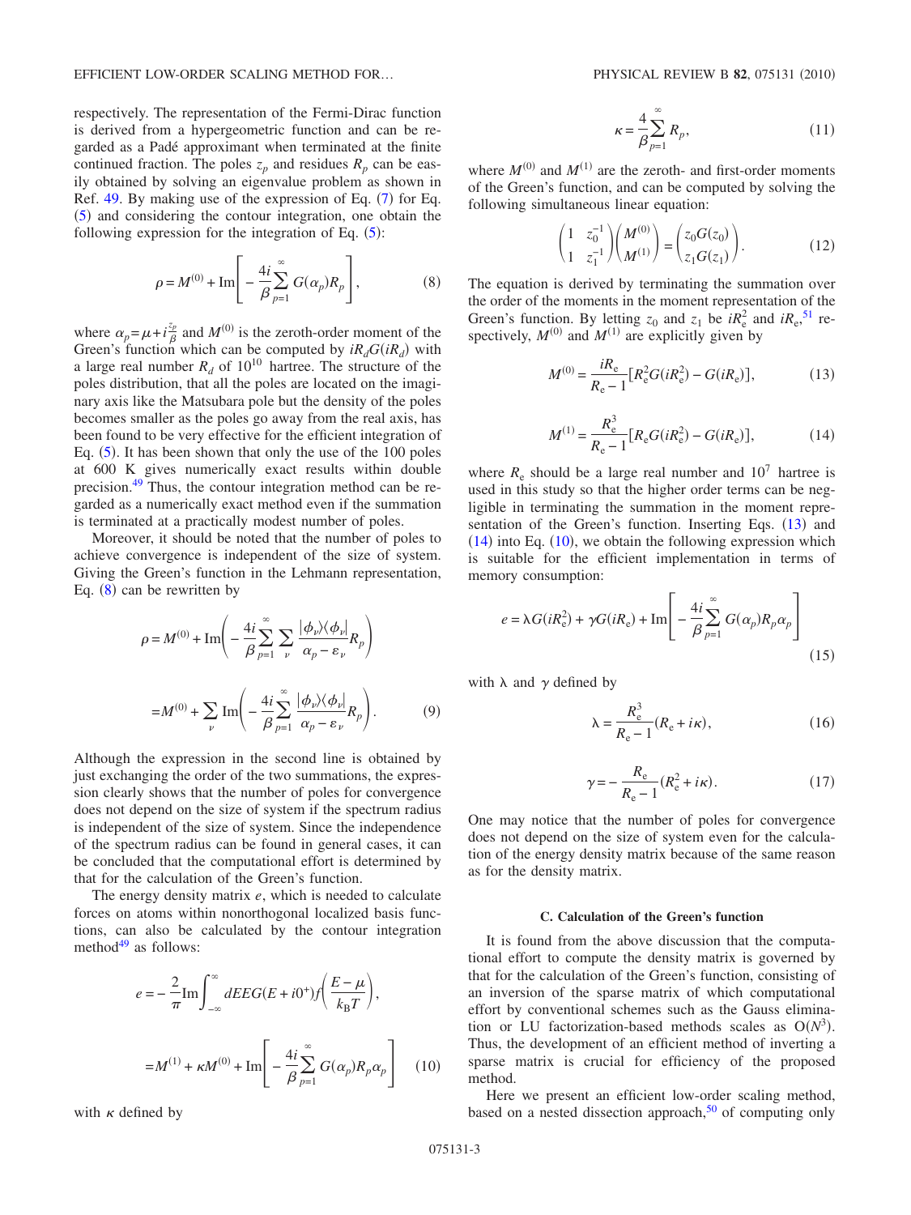respectively. The representation of the Fermi-Dirac function is derived from a hypergeometric function and can be regarded as a Padé approximant when terminated at the finite continued fraction. The poles $z_p$ and residues $R_p$ can be easily obtained by solving an eigenvalue problem as shown in Ref. 49. By making use of the expression of Eq. (7) for Eq. (5) and considering the contour integration, one obtain the following expression for the integration of Eq. (5):

$$\rho = M^{(0)} + \mathrm{Im}\left[ -\frac{4i}{\beta}\sum_{p=1}^{\infty} G(\alpha_p) R_p \right], \tag{8}$$

where $\alpha_p = \mu + i\frac{z_p}{\beta}$ and $M^{(0)}$ is the zeroth-order moment of the Green's function which can be computed by $iR_d G(iR_d)$ with a large real number $R_d$ of $10^{10}$ hartree. The structure of the poles distribution, that all the poles are located on the imaginary axis like the Matsubara pole but the density of the poles becomes smaller as the poles go away from the real axis, has been found to be very effective for the efficient integration of Eq. (5). It has been shown that only the use of the 100 poles at 600 K gives numerically exact results within double precision.[49] Thus, the contour integration method can be regarded as a numerically exact method even if the summation is terminated at a practically modest number of poles.

Moreover, it should be noted that the number of poles to achieve convergence is independent of the size of system. Giving the Green's function in the Lehmann representation, Eq. (8) can be rewritten by

$$\begin{aligned}
\rho &= M^{(0)} + \mathrm{Im}\left( -\frac{4i}{\beta}\sum_{p=1}^{\infty}\sum_{\nu} \frac{|\phi_\nu\rangle\langle\phi_\nu|}{\alpha_p - \varepsilon_\nu} R_p \right) \\
&= M^{(0)} + \sum_{\nu} \mathrm{Im}\left( -\frac{4i}{\beta}\sum_{p=1}^{\infty} \frac{|\phi_\nu\rangle\langle\phi_\nu|}{\alpha_p - \varepsilon_\nu} R_p \right).
\end{aligned} \tag{9}$$

Although the expression in the second line is obtained by just exchanging the order of the two summations, the expression clearly shows that the number of poles for convergence does not depend on the size of system if the spectrum radius is independent of the size of system. Since the independence of the spectrum radius can be found in general cases, it can be concluded that the computational effort is determined by that for the calculation of the Green's function.

The energy density matrix $e$, which is needed to calculate forces on atoms within nonorthogonal localized basis functions, can also be calculated by the contour integration method[49] as follows:

$$\begin{aligned}
e &= -\frac{2}{\pi}\mathrm{Im}\int_{-\infty}^{\infty} dE\,E G(E + i0^+) f\left(\frac{E-\mu}{k_B T}\right), \\
&= M^{(1)} + \kappa M^{(0)} + \mathrm{Im}\left[ -\frac{4i}{\beta}\sum_{p=1}^{\infty} G(\alpha_p) R_p \alpha_p \right]
\end{aligned} \tag{10}$$

with $\kappa$ defined by

$$\kappa = \frac{4}{\beta}\sum_{p=1}^{\infty} R_p, \tag{11}$$

where $M^{(0)}$ and $M^{(1)}$ are the zeroth- and first-order moments of the Green's function, and can be computed by solving the following simultaneous linear equation:

$$\begin{pmatrix} 1 & z_0^{-1} \\ 1 & z_1^{-1} \end{pmatrix} \begin{pmatrix} M^{(0)} \\ M^{(1)} \end{pmatrix} = \begin{pmatrix} z_0 G(z_0) \\ z_1 G(z_1) \end{pmatrix}. \tag{12}$$

The equation is derived by terminating the summation over the order of the moments in the moment representation of the Green's function. By letting $z_0$ and $z_1$ be $iR_e^2$ and $iR_e$,[51] respectively, $M^{(0)}$ and $M^{(1)}$ are explicitly given by

$$M^{(0)} = \frac{iR_e}{R_e - 1}\left[R_e^2 G(iR_e^2) - G(iR_e)\right], \tag{13}$$

$$M^{(1)} = \frac{R_e^3}{R_e - 1}\left[R_e G(iR_e^2) - G(iR_e)\right], \tag{14}$$

where $R_e$ should be a large real number and $10^7$ hartree is used in this study so that the higher order terms can be negligible in terminating the summation in the moment representation of the Green's function. Inserting Eqs. (13) and (14) into Eq. (10), we obtain the following expression which is suitable for the efficient implementation in terms of memory consumption:

$$e = \lambda G(iR_e^2) + \gamma G(iR_e) + \mathrm{Im}\left[ -\frac{4i}{\beta}\sum_{p=1}^{\infty} G(\alpha_p) R_p \alpha_p \right] \tag{15}$$

with $\lambda$ and $\gamma$ defined by

$$\lambda = \frac{R_e^3}{R_e - 1}(R_e + i\kappa), \tag{16}$$

$$\gamma = -\frac{R_e}{R_e - 1}(R_e^2 + i\kappa). \tag{17}$$

One may notice that the number of poles for convergence does not depend on the size of system even for the calculation of the energy density matrix because of the same reason as for the density matrix.

### C. Calculation of the Green's function

It is found from the above discussion that the computational effort to compute the density matrix is governed by that for the calculation of the Green's function, consisting of an inversion of the sparse matrix of which computational effort by conventional schemes such as the Gauss elimination or LU factorization-based methods scales as $O(N^3)$. Thus, the development of an efficient method of inverting a sparse matrix is crucial for efficiency of the proposed method.

Here we present an efficient low-order scaling method, based on a nested dissection approach,[50] of computing only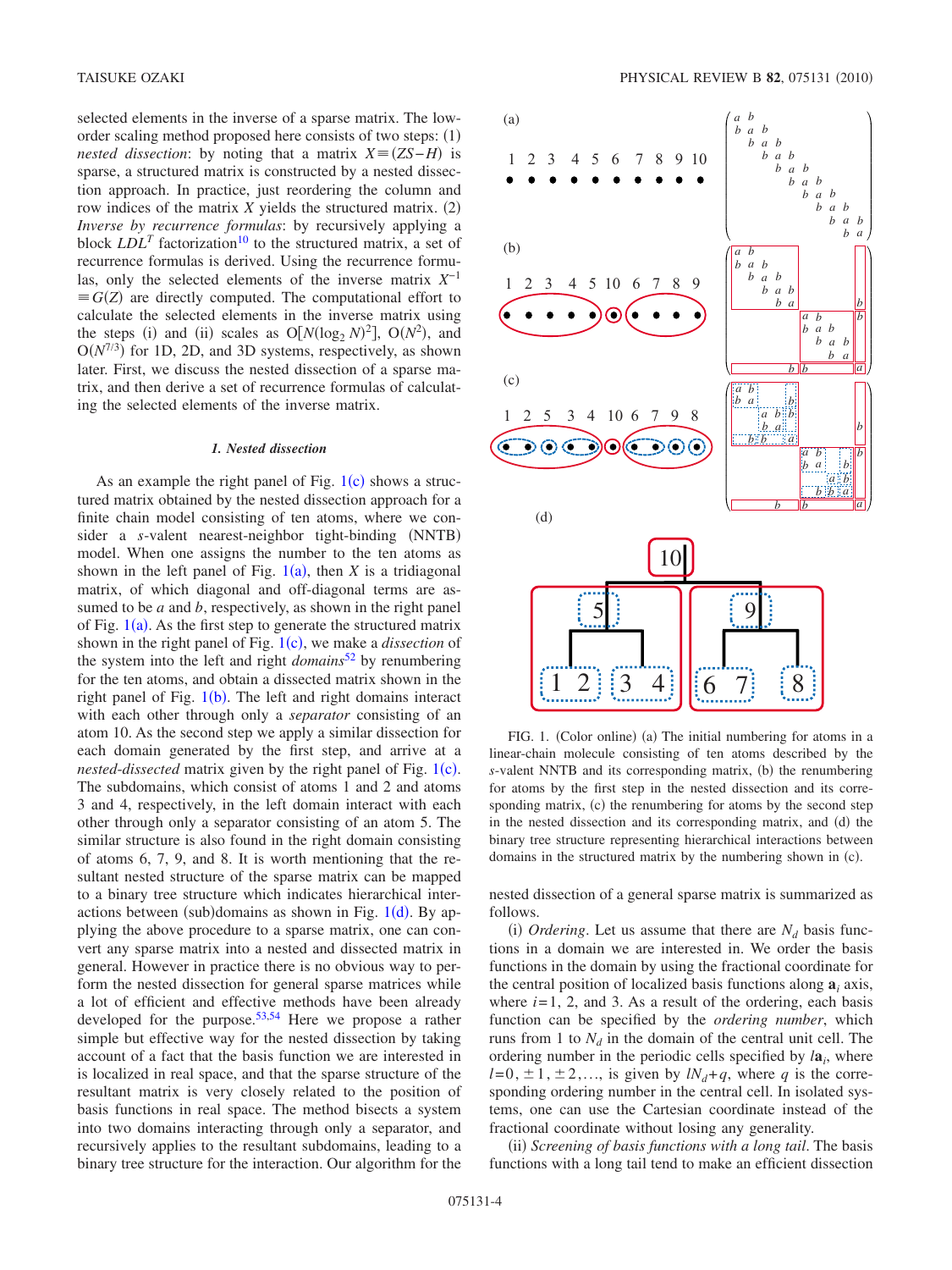selected elements in the inverse of a sparse matrix. The low-order scaling method proposed here consists of two steps: (1) *nested dissection*: by noting that a matrix $X \equiv (ZS - H)$ is sparse, a structured matrix is constructed by a nested dissection approach. In practice, just reordering the column and row indices of the matrix $X$ yields the structured matrix. (2) *Inverse by recurrence formulas*: by recursively applying a block $LDL^T$ factorization[10] to the structured matrix, a set of recurrence formulas is derived. Using the recurrence formulas, only the selected elements of the inverse matrix $X^{-1} \equiv G(Z)$ are directly computed. The computational effort to calculate the selected elements in the inverse matrix using the steps (i) and (ii) scales as $O[N(\log_2 N)^2]$, $O(N^2)$, and $O(N^{7/3})$ for 1D, 2D, and 3D systems, respectively, as shown later. First, we discuss the nested dissection of a sparse matrix, and then derive a set of recurrence formulas of calculating the selected elements of the inverse matrix.

### *1. Nested dissection*

As an example the right panel of Fig. 1(c) shows a structured matrix obtained by the nested dissection approach for a finite chain model consisting of ten atoms, where we consider a $s$-valent nearest-neighbor tight-binding (NNTB) model. When one assigns the number to the ten atoms as shown in the left panel of Fig. 1(a), then $X$ is a tridiagonal matrix, of which diagonal and off-diagonal terms are assumed to be $a$ and $b$, respectively, as shown in the right panel of Fig. 1(a). As the first step to generate the structured matrix shown in the right panel of Fig. 1(c), we make a *dissection* of the system into the left and right *domains*[52] by renumbering for the ten atoms, and obtain a dissected matrix shown in the right panel of Fig. 1(b). The left and right domains interact with each other through only a *separator* consisting of an atom 10. As the second step we apply a similar dissection for each domain generated by the first step, and arrive at a *nested-dissected* matrix given by the right panel of Fig. 1(c). The subdomains, which consist of atoms 1 and 2 and atoms 3 and 4, respectively, in the left domain interact with each other through only a separator consisting of an atom 5. The similar structure is also found in the right domain consisting of atoms 6, 7, 9, and 8. It is worth mentioning that the resultant nested structure of the sparse matrix can be mapped to a binary tree structure which indicates hierarchical interactions between (sub)domains as shown in Fig. 1(d). By applying the above procedure to a sparse matrix, one can convert any sparse matrix into a nested and dissected matrix in general. However in practice there is no obvious way to perform the nested dissection for general sparse matrices while a lot of efficient and effective methods have been already developed for the purpose.[53,54] Here we propose a rather simple but effective way for the nested dissection by taking account of a fact that the basis function we are interested in is localized in real space, and that the sparse structure of the resultant matrix is very closely related to the position of basis functions in real space. The method bisects a system into two domains interacting through only a separator, and recursively applies to the resultant subdomains, leading to a binary tree structure for the interaction. Our algorithm for the nested dissection of a general sparse matrix is summarized as follows.

FIG. 1. (Color online) (a) The initial numbering for atoms in a linear-chain molecule consisting of ten atoms described by the $s$-valent NNTB and its corresponding matrix, (b) the renumbering for atoms by the first step in the nested dissection and its corresponding matrix, (c) the renumbering for atoms by the second step in the nested dissection and its corresponding matrix, and (d) the binary tree structure representing hierarchical interactions between domains in the structured matrix by the numbering shown in (c).

(i) *Ordering*. Let us assume that there are $N_d$ basis functions in a domain we are interested in. We order the basis functions in the domain by using the fractional coordinate for the central position of localized basis functions along $\mathbf{a}_i$ axis, where $i=1$, 2, and 3. As a result of the ordering, each basis function can be specified by the *ordering number*, which runs from 1 to $N_d$ in the domain of the central unit cell. The ordering number in the periodic cells specified by $l\mathbf{a}_i$, where $l=0, \pm 1, \pm 2, \ldots$, is given by $lN_d + q$, where $q$ is the corresponding ordering number in the central cell. In isolated systems, one can use the Cartesian coordinate instead of the fractional coordinate without losing any generality.

(ii) *Screening of basis functions with a long tail*. The basis functions with a long tail tend to make an efficient dissection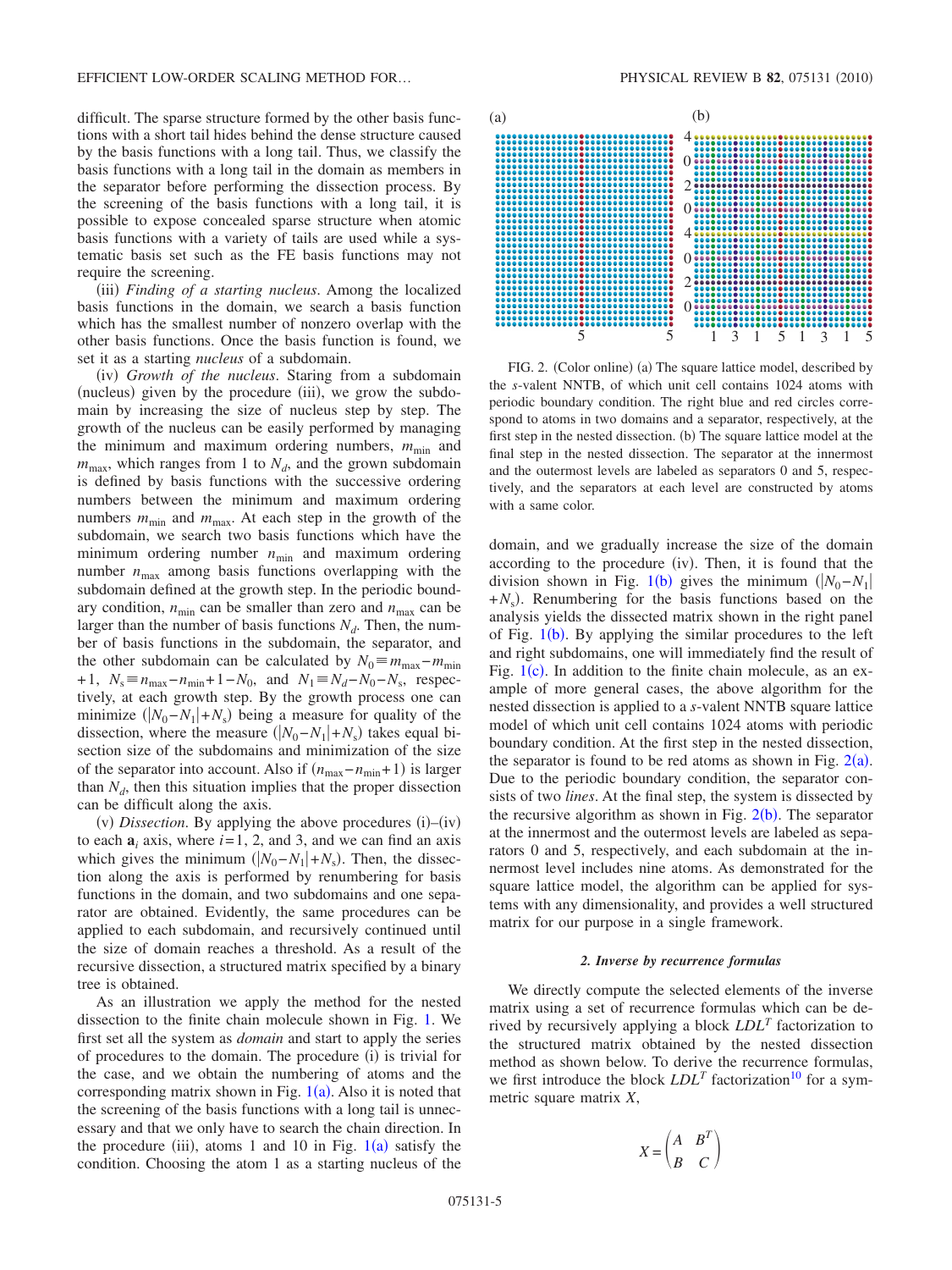difficult. The sparse structure formed by the other basis functions with a short tail hides behind the dense structure caused by the basis functions with a long tail. Thus, we classify the basis functions with a long tail in the domain as members in the separator before performing the dissection process. By the screening of the basis functions with a long tail, it is possible to expose concealed sparse structure when atomic basis functions with a variety of tails are used while a systematic basis set such as the FE basis functions may not require the screening.

(iii) *Finding of a starting nucleus*. Among the localized basis functions in the domain, we search a basis function which has the smallest number of nonzero overlap with the other basis functions. Once the basis function is found, we set it as a starting *nucleus* of a subdomain.

(iv) *Growth of the nucleus*. Staring from a subdomain (nucleus) given by the procedure (iii), we grow the subdomain by increasing the size of nucleus step by step. The growth of the nucleus can be easily performed by managing the minimum and maximum ordering numbers, $m_{\min}$ and $m_{\max}$, which ranges from 1 to $N_d$, and the grown subdomain is defined by basis functions with the successive ordering numbers between the minimum and maximum ordering numbers $m_{\min}$ and $m_{\max}$. At each step in the growth of the subdomain, we search two basis functions which have the minimum ordering number $n_{\min}$ and maximum ordering number $n_{\max}$ among basis functions overlapping with the subdomain defined at the growth step. In the periodic boundary condition, $n_{\min}$ can be smaller than zero and $n_{\max}$ can be larger than the number of basis functions $N_d$. Then, the number of basis functions in the subdomain, the separator, and the other subdomain can be calculated by $N_0 \equiv m_{\max} - m_{\min} + 1$, $N_s \equiv n_{\max} - n_{\min} + 1 - N_0$, and $N_1 \equiv N_d - N_0 - N_s$, respectively, at each growth step. By the growth process one can minimize $(|N_0 - N_1| + N_s)$ being a measure for quality of the dissection, where the measure $(|N_0 - N_1| + N_s)$ takes equal bisection size of the subdomains and minimization of the size of the separator into account. Also if $(n_{\max} - n_{\min} + 1)$ is larger than $N_d$, then this situation implies that the proper dissection can be difficult along the axis.

(v) *Dissection*. By applying the above procedures (i)–(iv) to each $\mathbf{a}_i$ axis, where $i = 1$, 2, and 3, and we can find an axis which gives the minimum $(|N_0 - N_1| + N_s)$. Then, the dissection along the axis is performed by renumbering for basis functions in the domain, and two subdomains and one separator are obtained. Evidently, the same procedures can be applied to each subdomain, and recursively continued until the size of domain reaches a threshold. As a result of the recursive dissection, a structured matrix specified by a binary tree is obtained.

As an illustration we apply the method for the nested dissection to the finite chain molecule shown in Fig. 1. We first set all the system as *domain* and start to apply the series of procedures to the domain. The procedure (i) is trivial for the case, and we obtain the numbering of atoms and the corresponding matrix shown in Fig. 1(a). Also it is noted that the screening of the basis functions with a long tail is unnecessary and that we only have to search the chain direction. In the procedure (iii), atoms 1 and 10 in Fig. 1(a) satisfy the condition. Choosing the atom 1 as a starting nucleus of the domain, and we gradually increase the size of the domain according to the procedure (iv). Then, it is found that the division shown in Fig. 1(b) gives the minimum $(|N_0 - N_1| + N_s)$. Renumbering for the basis functions based on the analysis yields the dissected matrix shown in the right panel of Fig. 1(b). By applying the similar procedures to the left and right subdomains, one will immediately find the result of Fig. 1(c). In addition to the finite chain molecule, as an example of more general cases, the above algorithm for the nested dissection is applied to a *s*-valent NNTB square lattice model of which unit cell contains 1024 atoms with periodic boundary condition. At the first step in the nested dissection, the separator is found to be red atoms as shown in Fig. 2(a). Due to the periodic boundary condition, the separator consists of two *lines*. At the final step, the system is dissected by the recursive algorithm as shown in Fig. 2(b). The separator at the innermost and the outermost levels are labeled as separators 0 and 5, respectively, and each subdomain at the innermost level includes nine atoms. As demonstrated for the square lattice model, the algorithm can be applied for systems with any dimensionality, and provides a well structured matrix for our purpose in a single framework.

FIG. 2. (Color online) (a) The square lattice model, described by the *s*-valent NNTB, of which unit cell contains 1024 atoms with periodic boundary condition. The right blue and red circles correspond to atoms in two domains and a separator, respectively, at the first step in the nested dissection. (b) The square lattice model at the final step in the nested dissection. The separator at the innermost and the outermost levels are labeled as separators 0 and 5, respectively, and the separators at each level are constructed by atoms with a same color.

#### 2. Inverse by recurrence formulas

We directly compute the selected elements of the inverse matrix using a set of recurrence formulas which can be derived by recursively applying a block $LDL^T$ factorization to the structured matrix obtained by the nested dissection method as shown below. To derive the recurrence formulas, we first introduce the block $LDL^T$ factorization[10] for a symmetric square matrix $X$,

$$X = \begin{pmatrix} A & B^T \\ B & C \end{pmatrix}$$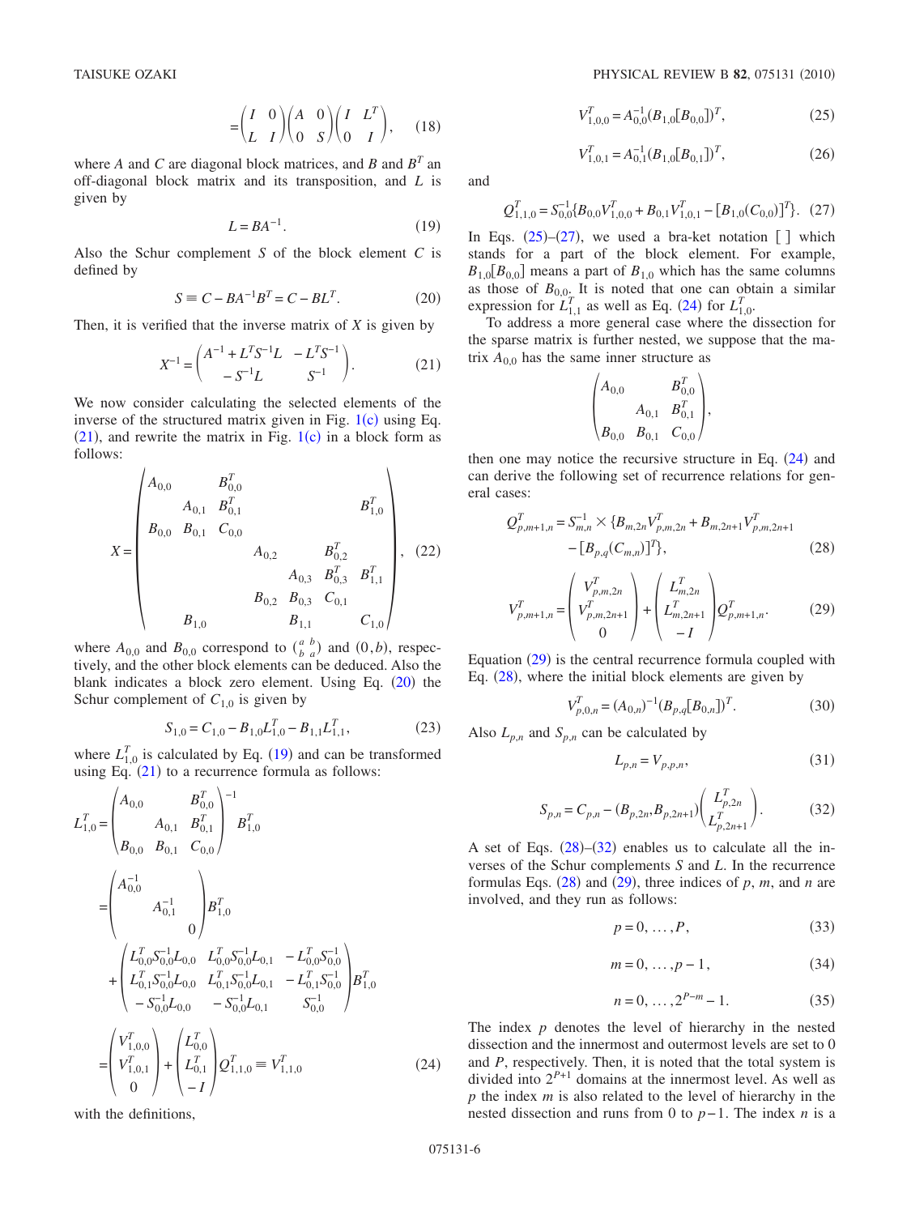$$= \begin{pmatrix} I & 0 \\ L & I \end{pmatrix} \begin{pmatrix} A & 0 \\ 0 & S \end{pmatrix} \begin{pmatrix} I & L^T \\ 0 & I \end{pmatrix}, \quad (18)$$

where $A$ and $C$ are diagonal block matrices, and $B$ and $B^T$ an off-diagonal block matrix and its transposition, and $L$ is given by

$$L = BA^{-1}. \quad (19)$$

Also the Schur complement $S$ of the block element $C$ is defined by

$$S \equiv C - BA^{-1}B^T = C - BL^T. \quad (20)$$

Then, it is verified that the inverse matrix of $X$ is given by

$$X^{-1} = \begin{pmatrix} A^{-1} + L^T S^{-1} L & -L^T S^{-1} \\ -S^{-1} L & S^{-1} \end{pmatrix}. \quad (21)$$

We now consider calculating the selected elements of the inverse of the structured matrix given in Fig. 1(c) using Eq. (21), and rewrite the matrix in Fig. 1(c) in a block form as follows:

$$X = \begin{pmatrix} A_{0,0} & & B_{0,0}^T & & & & \\ & A_{0,1} & B_{0,1}^T & & & & B_{1,0}^T \\ B_{0,0} & B_{0,1} & C_{0,0} & & & & \\ & & & A_{0,2} & & B_{0,2}^T & \\ & & & & A_{0,3} & B_{0,3}^T & B_{1,1}^T \\ & & & B_{0,2} & B_{0,3} & C_{0,1} & \\ & & B_{1,0} & & & B_{1,1} & C_{1,0} \end{pmatrix}, \quad (22)$$

where $A_{0,0}$ and $B_{0,0}$ correspond to $\binom{a\ b}{b\ a}$ and $(0,b)$, respectively, and the other block elements can be deduced. Also the blank indicates a block zero element. Using Eq. (20) the Schur complement of $C_{1,0}$ is given by

$$S_{1,0} = C_{1,0} - B_{1,0} L_{1,0}^T - B_{1,1} L_{1,1}^T, \quad (23)$$

where $L_{1,0}^T$ is calculated by Eq. (19) and can be transformed using Eq. (21) to a recurrence formula as follows:

$$\begin{aligned} L_{1,0}^T &= \begin{pmatrix} A_{0,0} & & B_{0,0}^T \\ & A_{0,1} & B_{0,1}^T \\ B_{0,0} & B_{0,1} & C_{0,0} \end{pmatrix}^{-1} B_{1,0}^T \\ &= \begin{pmatrix} A_{0,0}^{-1} & & \\ & A_{0,1}^{-1} & \\ & & 0 \end{pmatrix} B_{1,0}^T \\ &\quad + \begin{pmatrix} L_{0,0}^T S_{0,0}^{-1} L_{0,0} & L_{0,0}^T S_{0,0}^{-1} L_{0,1} & -L_{0,0}^T S_{0,0}^{-1} \\ L_{0,1}^T S_{0,0}^{-1} L_{0,0} & L_{0,1}^T S_{0,0}^{-1} L_{0,1} & -L_{0,1}^T S_{0,0}^{-1} \\ -S_{0,0}^{-1} L_{0,0} & -S_{0,0}^{-1} L_{0,1} & S_{0,0}^{-1} \end{pmatrix} B_{1,0}^T \\ &= \begin{pmatrix} V_{1,0,0}^T \\ V_{1,0,1}^T \\ 0 \end{pmatrix} + \begin{pmatrix} L_{0,0}^T \\ L_{0,1}^T \\ -I \end{pmatrix} Q_{1,1,0}^T \equiv V_{1,1,0}^T \end{aligned} \quad (24)$$

with the definitions,

$$V_{1,0,0}^T = A_{0,0}^{-1} (B_{1,0}[B_{0,0}])^T, \quad (25)$$

$$V_{1,0,1}^T = A_{0,1}^{-1} (B_{1,0}[B_{0,1}])^T, \quad (26)$$

and

$$Q_{1,1,0}^T = S_{0,0}^{-1} \{ B_{0,0} V_{1,0,0}^T + B_{0,1} V_{1,0,1}^T - [B_{1,0}(C_{0,0})]^T \}. \quad (27)$$

In Eqs. (25)–(27), we used a bra-ket notation [ ] which stands for a part of the block element. For example, $B_{1,0}[B_{0,0}]$ means a part of $B_{1,0}$ which has the same columns as those of $B_{0,0}$. It is noted that one can obtain a similar expression for $L_{1,1}^T$ as well as Eq. (24) for $L_{1,0}^T$.

To address a more general case where the dissection for the sparse matrix is further nested, we suppose that the matrix $A_{0,0}$ has the same inner structure as

$$\begin{pmatrix} A_{0,0} & & B_{0,0}^T \\ & A_{0,1} & B_{0,1}^T \\ B_{0,0} & B_{0,1} & C_{0,0} \end{pmatrix},$$

then one may notice the recursive structure in Eq. (24) and can derive the following set of recurrence relations for general cases:

$$\begin{aligned} Q_{p,m+1,n}^T = S_{m,n}^{-1} \times \{ & B_{m,2n} V_{p,m,2n}^T + B_{m,2n+1} V_{p,m,2n+1}^T \\ & - [B_{p,q}(C_{m,n})]^T \}, \end{aligned} \quad (28)$$

$$V_{p,m+1,n}^T = \begin{pmatrix} V_{p,m,2n}^T \\ V_{p,m,2n+1}^T \\ 0 \end{pmatrix} + \begin{pmatrix} L_{m,2n}^T \\ L_{m,2n+1}^T \\ -I \end{pmatrix} Q_{p,m+1,n}^T. \quad (29)$$

Equation (29) is the central recurrence formula coupled with Eq. (28), where the initial block elements are given by

$$V_{p,0,n}^T = (A_{0,n})^{-1} (B_{p,q}[B_{0,n}])^T. \quad (30)$$

Also $L_{p,n}$ and $S_{p,n}$ can be calculated by

$$L_{p,n} = V_{p,p,n}, \quad (31)$$

$$S_{p,n} = C_{p,n} - (B_{p,2n}, B_{p,2n+1}) \begin{pmatrix} L_{p,2n}^T \\ L_{p,2n+1}^T \end{pmatrix}. \quad (32)$$

A set of Eqs. (28)–(32) enables us to calculate all the inverses of the Schur complements $S$ and $L$. In the recurrence formulas Eqs. (28) and (29), three indices of $p$, $m$, and $n$ are involved, and they run as follows:

$$p = 0, \ldots, P, \quad (33)$$

$$m = 0, \ldots, p-1, \quad (34)$$

$$n = 0, \ldots, 2^{P-m} - 1. \quad (35)$$

The index $p$ denotes the level of hierarchy in the nested dissection and the innermost and outermost levels are set to 0 and $P$, respectively. Then, it is noted that the total system is divided into $2^{P+1}$ domains at the innermost level. As well as $p$ the index $m$ is also related to the level of hierarchy in the nested dissection and runs from 0 to $p-1$. The index $n$ is a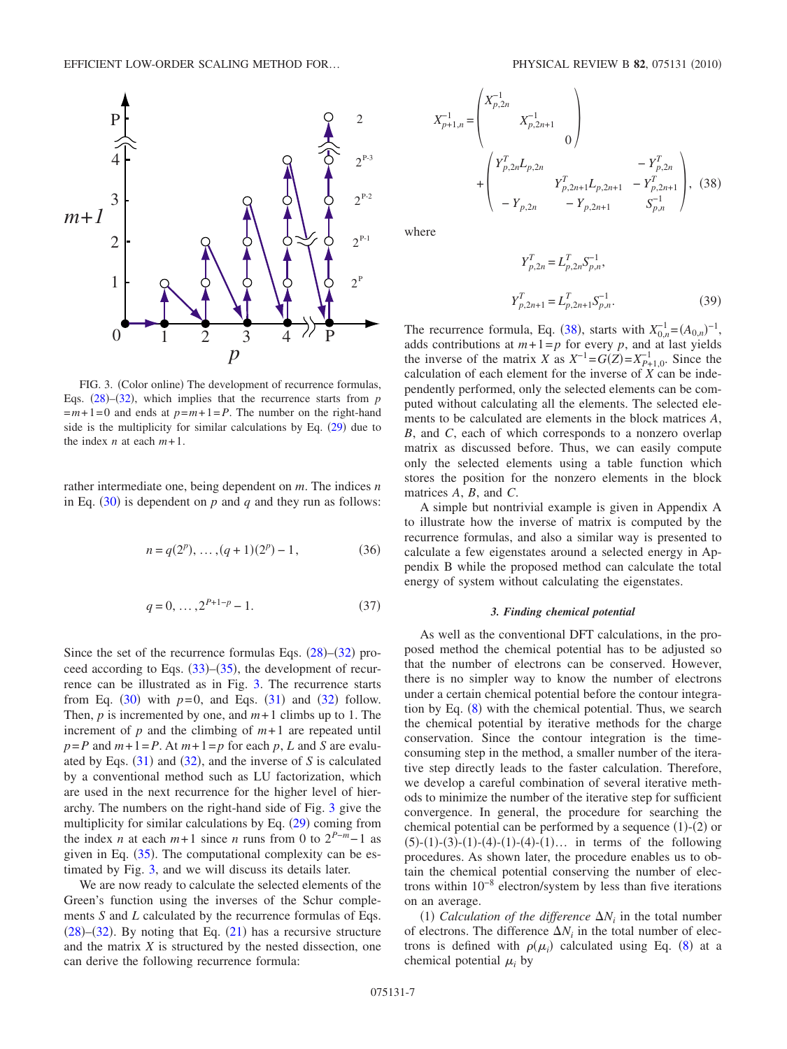FIG. 3. (Color online) The development of recurrence formulas, Eqs. (28)–(32), which implies that the recurrence starts from $p = m+1 = 0$ and ends at $p = m+1 = P$. The number on the right-hand side is the multiplicity for similar calculations by Eq. (29) due to the index $n$ at each $m+1$.

rather intermediate one, being dependent on $m$. The indices $n$ in Eq. (30) is dependent on $p$ and $q$ and they run as follows:

$$n = q(2^p), \ldots, (q+1)(2^p) - 1, \tag{36}$$

$$q = 0, \ldots, 2^{P+1-p} - 1. \tag{37}$$

Since the set of the recurrence formulas Eqs. (28)–(32) proceed according to Eqs. (33)–(35), the development of recurrence can be illustrated as in Fig. 3. The recurrence starts from Eq. (30) with $p=0$, and Eqs. (31) and (32) follow. Then, $p$ is incremented by one, and $m+1$ climbs up to 1. The increment of $p$ and the climbing of $m+1$ are repeated until $p=P$ and $m+1=P$. At $m+1=p$ for each $p$, $L$ and $S$ are evaluated by Eqs. (31) and (32), and the inverse of $S$ is calculated by a conventional method such as LU factorization, which are used in the next recurrence for the higher level of hierarchy. The numbers on the right-hand side of Fig. 3 give the multiplicity for similar calculations by Eq. (29) coming from the index $n$ at each $m+1$ since $n$ runs from 0 to $2^{P-m}-1$ as given in Eq. (35). The computational complexity can be estimated by Fig. 3, and we will discuss its details later.

We are now ready to calculate the selected elements of the Green's function using the inverses of the Schur complements $S$ and $L$ calculated by the recurrence formulas of Eqs. (28)–(32). By noting that Eq. (21) has a recursive structure and the matrix $X$ is structured by the nested dissection, one can derive the following recurrence formula:

$$X_{p+1,n}^{-1} = \begin{pmatrix} X_{p,2n}^{-1} & & \\ & X_{p,2n+1}^{-1} & \\ & & 0 \end{pmatrix} + \begin{pmatrix} Y_{p,2n}^{T} L_{p,2n} & & -Y_{p,2n}^{T} \\ & Y_{p,2n+1}^{T} L_{p,2n+1} & -Y_{p,2n+1}^{T} \\ -Y_{p,2n} & -Y_{p,2n+1} & S_{p,n}^{-1} \end{pmatrix}, \tag{38}$$

where

$$Y_{p,2n}^{T} = L_{p,2n}^{T} S_{p,n}^{-1},$$

$$Y_{p,2n+1}^{T} = L_{p,2n+1}^{T} S_{p,n}^{-1}. \tag{39}$$

The recurrence formula, Eq. (38), starts with $X_{0,n}^{-1} = (A_{0,n})^{-1}$, adds contributions at $m+1=p$ for every $p$, and at last yields the inverse of the matrix $X$ as $X^{-1} = G(Z) = X_{P+1,0}^{-1}$. Since the calculation of each element for the inverse of $X$ can be independently performed, only the selected elements can be computed without calculating all the elements. The selected elements to be calculated are elements in the block matrices $A$, $B$, and $C$, each of which corresponds to a nonzero overlap matrix as discussed before. Thus, we can easily compute only the selected elements using a table function which stores the position for the nonzero elements in the block matrices $A$, $B$, and $C$.

A simple but nontrivial example is given in Appendix A to illustrate how the inverse of matrix is computed by the recurrence formulas, and also a similar way is presented to calculate a few eigenstates around a selected energy in Appendix B while the proposed method can calculate the total energy of system without calculating the eigenstates.

### 3. Finding chemical potential

As well as the conventional DFT calculations, in the proposed method the chemical potential has to be adjusted so that the number of electrons can be conserved. However, there is no simpler way to know the number of electrons under a certain chemical potential before the contour integration by Eq. (8) with the chemical potential. Thus, we search the chemical potential by iterative methods for the charge conservation. Since the contour integration is the time-consuming step in the method, a smaller number of the iterative step directly leads to the faster calculation. Therefore, we develop a careful combination of several iterative methods to minimize the number of the iterative step for sufficient convergence. In general, the procedure for searching the chemical potential can be performed by a sequence (1)-(2) or (5)-(1)-(3)-(1)-(4)-(1)-(4)-(1)... in terms of the following procedures. As shown later, the procedure enables us to obtain the chemical potential conserving the number of electrons within $10^{-8}$ electron/system by less than five iterations on an average.

(1) *Calculation of the difference* $\Delta N_i$ in the total number of electrons. The difference $\Delta N_i$ in the total number of electrons is defined with $\rho(\mu_i)$ calculated using Eq. (8) at a chemical potential $\mu_i$ by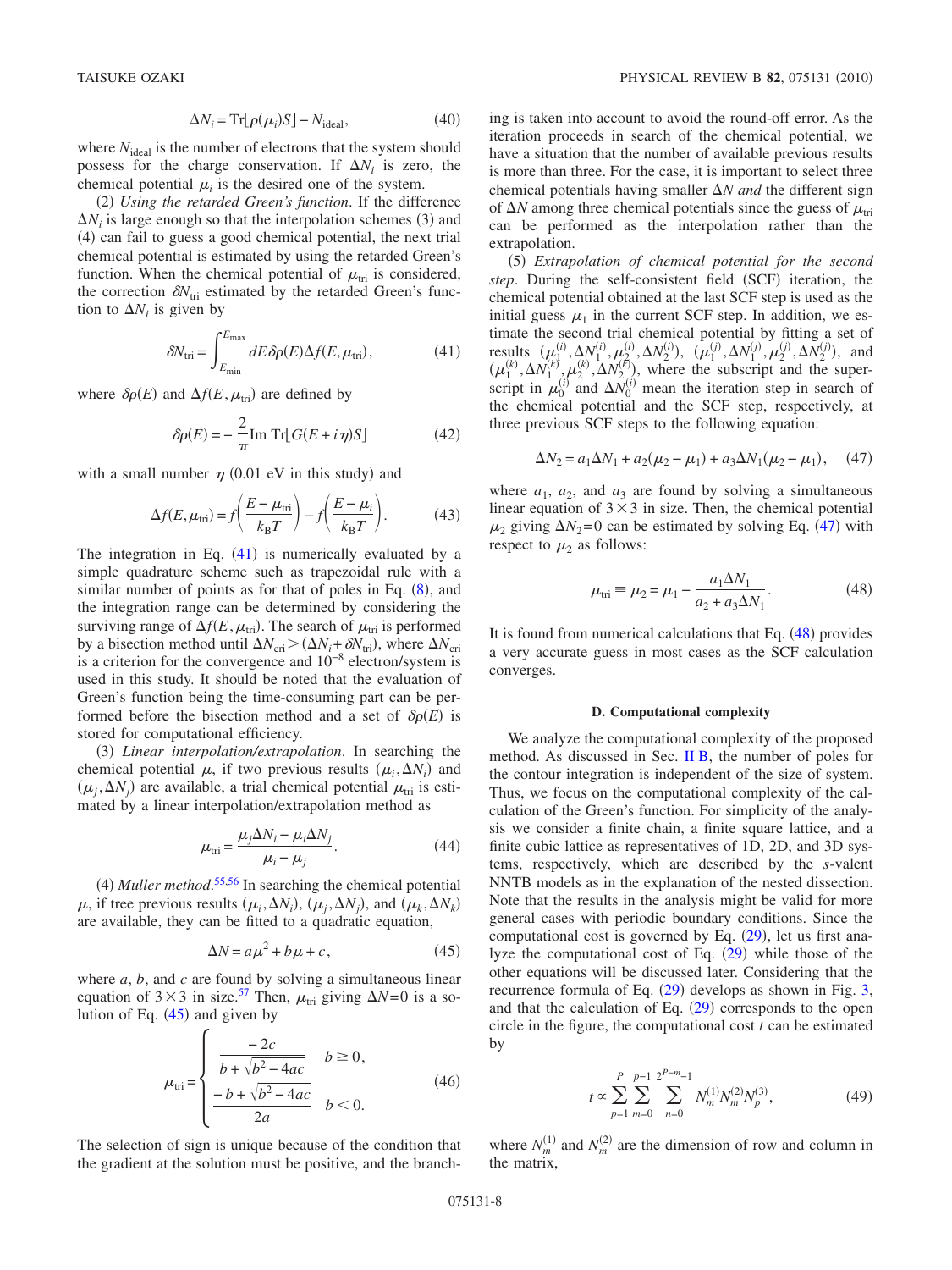$$\Delta N_i = \mathrm{Tr}[\rho(\mu_i)S] - N_{\mathrm{ideal}}, \tag{40}$$

where $N_{\mathrm{ideal}}$ is the number of electrons that the system should possess for the charge conservation. If $\Delta N_i$ is zero, the chemical potential $\mu_i$ is the desired one of the system.

(2) *Using the retarded Green's function*. If the difference $\Delta N_i$ is large enough so that the interpolation schemes (3) and (4) can fail to guess a good chemical potential, the next trial chemical potential is estimated by using the retarded Green's function. When the chemical potential of $\mu_{\mathrm{tri}}$ is considered, the correction $\delta N_{\mathrm{tri}}$ estimated by the retarded Green's function to $\Delta N_i$ is given by

$$\delta N_{\mathrm{tri}} = \int_{E_{\mathrm{min}}}^{E_{\mathrm{max}}} dE\, \delta\rho(E) \Delta f(E, \mu_{\mathrm{tri}}), \tag{41}$$

where $\delta\rho(E)$ and $\Delta f(E, \mu_{\mathrm{tri}})$ are defined by

$$\delta\rho(E) = -\frac{2}{\pi} \mathrm{Im}\, \mathrm{Tr}[G(E + i\eta)S] \tag{42}$$

with a small number $\eta$ (0.01 eV in this study) and

$$\Delta f(E, \mu_{\mathrm{tri}}) = f\left(\frac{E - \mu_{\mathrm{tri}}}{k_{\mathrm{B}}T}\right) - f\left(\frac{E - \mu_i}{k_{\mathrm{B}}T}\right). \tag{43}$$

The integration in Eq. (41) is numerically evaluated by a simple quadrature scheme such as trapezoidal rule with a similar number of points as for that of poles in Eq. (8), and the integration range can be determined by considering the surviving range of $\Delta f(E, \mu_{\mathrm{tri}})$. The search of $\mu_{\mathrm{tri}}$ is performed by a bisection method until $\Delta N_{\mathrm{cri}} > (\Delta N_i + \delta N_{\mathrm{tri}})$, where $\Delta N_{\mathrm{cri}}$ is a criterion for the convergence and $10^{-8}$ electron/system is used in this study. It should be noted that the evaluation of Green's function being the time-consuming part can be performed before the bisection method and a set of $\delta\rho(E)$ is stored for computational efficiency.

(3) *Linear interpolation/extrapolation*. In searching the chemical potential $\mu$, if two previous results $(\mu_i, \Delta N_i)$ and $(\mu_j, \Delta N_j)$ are available, a trial chemical potential $\mu_{\mathrm{tri}}$ is estimated by a linear interpolation/extrapolation method as

$$\mu_{\mathrm{tri}} = \frac{\mu_j \Delta N_i - \mu_i \Delta N_j}{\mu_i - \mu_j}. \tag{44}$$

(4) *Muller method*.[55,56] In searching the chemical potential $\mu$, if tree previous results $(\mu_i, \Delta N_i)$, $(\mu_j, \Delta N_j)$, and $(\mu_k, \Delta N_k)$ are available, they can be fitted to a quadratic equation,

$$\Delta N = a\mu^2 + b\mu + c, \tag{45}$$

where $a$, $b$, and $c$ are found by solving a simultaneous linear equation of $3\times 3$ in size.[57] Then, $\mu_{\mathrm{tri}}$ giving $\Delta N = 0$ is a solution of Eq. (45) and given by

$$\mu_{\mathrm{tri}} = \begin{cases} \dfrac{-2c}{b + \sqrt{b^2 - 4ac}} & b \geq 0, \\[2ex] \dfrac{-b + \sqrt{b^2 - 4ac}}{2a} & b < 0. \end{cases} \tag{46}$$

The selection of sign is unique because of the condition that the gradient at the solution must be positive, and the branching is taken into account to avoid the round-off error. As the iteration proceeds in search of the chemical potential, we have a situation that the number of available previous results is more than three. For the case, it is important to select three chemical potentials having smaller $\Delta N$ *and* the different sign of $\Delta N$ among three chemical potentials since the guess of $\mu_{\mathrm{tri}}$ can be performed as the interpolation rather than the extrapolation.

(5) *Extrapolation of chemical potential for the second step*. During the self-consistent field (SCF) iteration, the chemical potential obtained at the last SCF step is used as the initial guess $\mu_1$ in the current SCF step. In addition, we estimate the second trial chemical potential by fitting a set of results $(\mu_1^{(i)}, \Delta N_1^{(i)}, \mu_2^{(i)}, \Delta N_2^{(i)})$, $(\mu_1^{(j)}, \Delta N_1^{(j)}, \mu_2^{(j)}, \Delta N_2^{(j)})$, and $(\mu_1^{(k)}, \Delta N_1^{(k)}, \mu_2^{(k)}, \Delta N_2^{(k)})$, where the subscript and the superscript in $\mu_0^{(i)}$ and $\Delta N_0^{(i)}$ mean the iteration step in search of the chemical potential and the SCF step, respectively, at three previous SCF steps to the following equation:

$$\Delta N_2 = a_1 \Delta N_1 + a_2(\mu_2 - \mu_1) + a_3 \Delta N_1(\mu_2 - \mu_1), \tag{47}$$

where $a_1$, $a_2$, and $a_3$ are found by solving a simultaneous linear equation of $3\times 3$ in size. Then, the chemical potential $\mu_2$ giving $\Delta N_2 = 0$ can be estimated by solving Eq. (47) with respect to $\mu_2$ as follows:

$$\mu_{\mathrm{tri}} \equiv \mu_2 = \mu_1 - \frac{a_1 \Delta N_1}{a_2 + a_3 \Delta N_1}. \tag{48}$$

It is found from numerical calculations that Eq. (48) provides a very accurate guess in most cases as the SCF calculation converges.

### D. Computational complexity

We analyze the computational complexity of the proposed method. As discussed in Sec. II B, the number of poles for the contour integration is independent of the size of system. Thus, we focus on the computational complexity of the calculation of the Green's function. For simplicity of the analysis we consider a finite chain, a finite square lattice, and a finite cubic lattice as representatives of 1D, 2D, and 3D systems, respectively, which are described by the *s*-valent NNTB models as in the explanation of the nested dissection. Note that the results in the analysis might be valid for more general cases with periodic boundary conditions. Since the computational cost is governed by Eq. (29), let us first analyze the computational cost of Eq. (29) while those of the other equations will be discussed later. Considering that the recurrence formula of Eq. (29) develops as shown in Fig. 3, and that the calculation of Eq. (29) corresponds to the open circle in the figure, the computational cost $t$ can be estimated by

$$t \propto \sum_{p=1}^{P} \sum_{m=0}^{p-1} \sum_{n=0}^{2^{P-m}-1} N_m^{(1)} N_m^{(2)} N_p^{(3)}, \tag{49}$$

where $N_m^{(1)}$ and $N_m^{(2)}$ are the dimension of row and column in the matrix,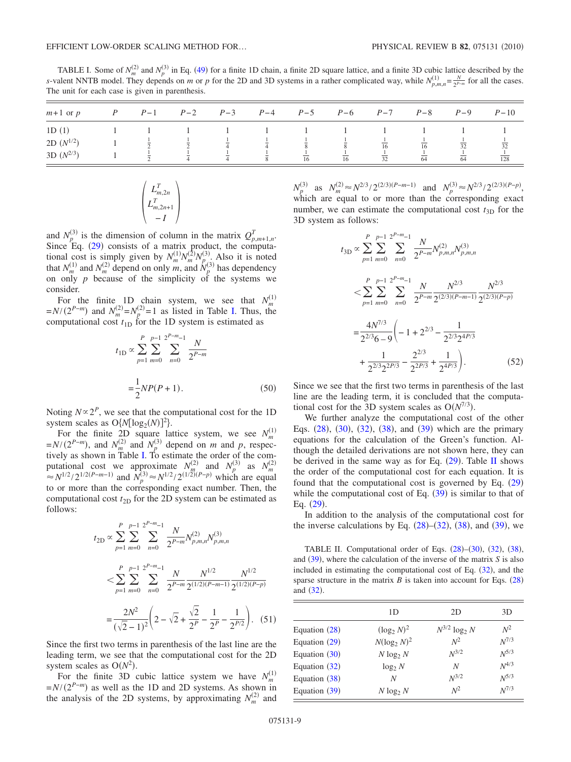TABLE I. Some of $N_m^{(2)}$ and $N_p^{(3)}$ in Eq. (49) for a finite 1D chain, a finite 2D square lattice, and a finite 3D cubic lattice described by the $s$-valent NNTB model. They depends on $m$ or $p$ for the 2D and 3D systems in a rather complicated way, while $N_{p,m,n}^{(1)} = \frac{N}{2^{P-m}}$ for all the cases. The unit for each case is given in parenthesis.

| $m+1$ or $p$ | $P$ | $P-1$ | $P-2$ | $P-3$ | $P-4$ | $P-5$ | $P-6$ | $P-7$ | $P-8$ | $P-9$ | $P-10$ |
|---|---|---|---|---|---|---|---|---|---|---|---|
| 1D (1) | 1 | 1 | 1 | 1 | 1 | 1 | 1 | 1 | 1 | 1 | 1 |
| 2D ($N^{1/2}$) | 1 | $\frac{1}{2}$ | $\frac{1}{2}$ | $\frac{1}{4}$ | $\frac{1}{4}$ | $\frac{1}{8}$ | $\frac{1}{8}$ | $\frac{1}{16}$ | $\frac{1}{16}$ | $\frac{1}{32}$ | $\frac{1}{32}$ |
| 3D ($N^{2/3}$) | 1 | $\frac{1}{2}$ | $\frac{1}{4}$ | $\frac{1}{4}$ | $\frac{1}{8}$ | $\frac{1}{16}$ | $\frac{1}{16}$ | $\frac{1}{32}$ | $\frac{1}{64}$ | $\frac{1}{64}$ | $\frac{1}{128}$ |

$$
\begin{pmatrix} L_{m,2n}^T \\ L_{m,2n+1}^T \\ -I \end{pmatrix}
$$

and $N_p^{(3)}$ is the dimension of column in the matrix $Q_{p,m+1,n}^T$. Since Eq. (29) consists of a matrix product, the computational cost is simply given by $N_m^{(1)} N_m^{(2)} N_p^{(3)}$. Also it is noted that $N_m^{(1)}$ and $N_m^{(2)}$ depend on only $m$, and $N_p^{(3)}$ has dependency on only $p$ because of the simplicity of the systems we consider.

For the finite 1D chain system, we see that $N_m^{(1)} = N/(2^{P-m})$ and $N_m^{(2)} = N_p^{(2)} = 1$ as listed in Table I. Thus, the computational cost $t_{1\mathrm{D}}$ for the 1D system is estimated as

$$
t_{1\mathrm{D}} \propto \sum_{p=1}^{P} \sum_{m=0}^{p-1} \sum_{n=0}^{2^{P-m}-1} \frac{N}{2^{P-m}} = \frac{1}{2} N P (P+1). \tag{50}
$$

Noting $N \propto 2^P$, we see that the computational cost for the 1D system scales as $\mathrm{O}\{N[\log_2(N)]^2\}$.

For the finite 2D square lattice system, we see $N_m^{(1)} = N/(2^{P-m})$, and $N_m^{(2)}$ and $N_p^{(3)}$ depend on $m$ and $p$, respectively as shown in Table I. To estimate the order of the computational cost we approximate $N_m^{(2)}$ and $N_p^{(3)}$ as $N_m^{(2)} \approx N^{1/2}/2^{1/2(P-m-1)}$ and $N_p^{(3)} \approx N^{1/2}/2^{(1/2)(P-p)}$ which are equal to or more than the corresponding exact number. Then, the computational cost $t_{2\mathrm{D}}$ for the 2D system can be estimated as follows:

$$
\begin{aligned}
t_{2\mathrm{D}} &\propto \sum_{p=1}^{P} \sum_{m=0}^{p-1} \sum_{n=0}^{2^{P-m}-1} \frac{N}{2^{P-m}} N_{p,m,n}^{(2)} N_{p,m,n}^{(3)} \\
&< \sum_{p=1}^{P} \sum_{m=0}^{p-1} \sum_{n=0}^{2^{P-m}-1} \frac{N}{2^{P-m}} \frac{N^{1/2}}{2^{(1/2)(P-m-1)}} \frac{N^{1/2}}{2^{(1/2)(P-p)}} \\
&= \frac{2N^2}{(\sqrt{2}-1)^2} \left( 2 - \sqrt{2} + \frac{\sqrt{2}}{2^P} - \frac{1}{2^P} - \frac{1}{2^{P/2}} \right).
\end{aligned} \tag{51}
$$

Since the first two terms in parenthesis of the last line are the leading term, we see that the computational cost for the 2D system scales as $\mathrm{O}(N^2)$.

For the finite 3D cubic lattice system we have $N_m^{(1)} = N/(2^{P-m})$ as well as the 1D and 2D systems. As shown in the analysis of the 2D systems, by approximating $N_m^{(2)}$ and $N_p^{(3)}$ as $N_m^{(2)} \approx N^{2/3}/2^{(2/3)(P-m-1)}$ and $N_p^{(3)} \approx N^{2/3}/2^{(2/3)(P-p)}$, which are equal to or more than the corresponding exact number, we can estimate the computational cost $t_{3\mathrm{D}}$ for the 3D system as follows:

$$
\begin{aligned}
t_{3\mathrm{D}} &\propto \sum_{p=1}^{P} \sum_{m=0}^{p-1} \sum_{n=0}^{2^{P-m}-1} \frac{N}{2^{P-m}} N_{p,m,n}^{(2)} N_{p,m,n}^{(3)} \\
&< \sum_{p=1}^{P} \sum_{m=0}^{p-1} \sum_{n=0}^{2^{P-m}-1} \frac{N}{2^{P-m}} \frac{N^{2/3}}{2^{(2/3)(P-m-1)}} \frac{N^{2/3}}{2^{(2/3)(P-p)}} \\
&= \frac{4N^{7/3}}{2^{2/3}6-9} \left( -1 + 2^{2/3} - \frac{1}{2^{2/3} 2^{4P/3}} \right. \\
&\quad \left. + \frac{1}{2^{2/3} 2^{2P/3}} - \frac{2^{2/3}}{2^{2P/3}} + \frac{1}{2^{4P/3}} \right).
\end{aligned} \tag{52}
$$

Since we see that the first two terms in parenthesis of the last line are the leading term, it is concluded that the computational cost for the 3D system scales as $\mathrm{O}(N^{7/3})$.

We further analyze the computational cost of the other Eqs. (28), (30), (32), (38), and (39) which are the primary equations for the calculation of the Green's function. Although the detailed derivations are not shown here, they can be derived in the same way as for Eq. (29). Table II shows the order of the computational cost for each equation. It is found that the computational cost is governed by Eq. (29) while the computational cost of Eq. (39) is similar to that of Eq. (29).

In addition to the analysis of the computational cost for the inverse calculations by Eq. (28)–(32), (38), and (39), we

TABLE II. Computational order of Eqs. (28)–(30), (32), (38), and (39), where the calculation of the inverse of the matrix $S$ is also included in estimating the computational cost of Eq. (32), and the sparse structure in the matrix $B$ is taken into account for Eqs. (28) and (32).

| | 1D | 2D | 3D |
|---|---|---|---|
| Equation (28) | $(\log_2 N)^2$ | $N^{3/2} \log_2 N$ | $N^2$ |
| Equation (29) | $N(\log_2 N)^2$ | $N^2$ | $N^{7/3}$ |
| Equation (30) | $N \log_2 N$ | $N^{3/2}$ | $N^{5/3}$ |
| Equation (32) | $\log_2 N$ | $N$ | $N^{4/3}$ |
| Equation (38) | $N$ | $N^{3/2}$ | $N^{5/3}$ |
| Equation (39) | $N \log_2 N$ | $N^2$ | $N^{7/3}$ |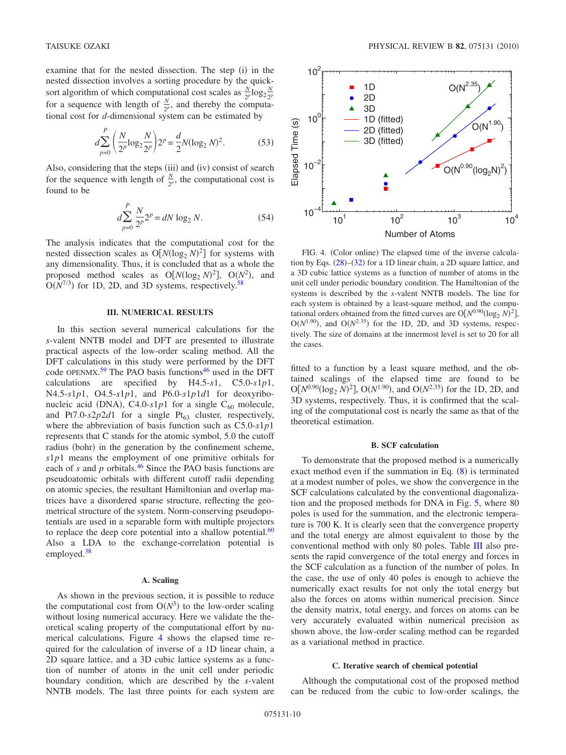examine that for the nested dissection. The step (i) in the nested dissection involves a sorting procedure by the quick-sort algorithm of which computational cost scales as $\frac{N}{2^p}\log_2\frac{N}{2^p}$ for a sequence with length of $\frac{N}{2^p}$, and thereby the computational cost for $d$-dimensional system can be estimated by

$$d\sum_{p=0}^{P}\left(\frac{N}{2^p}\log_2\frac{N}{2^p}\right)2^p = \frac{d}{2}N(\log_2 N)^2. \tag{53}$$

Also, considering that the steps (iii) and (iv) consist of search for the sequence with length of $\frac{N}{2^p}$, the computational cost is found to be

$$d\sum_{p=0}^{P}\frac{N}{2^p}2^p = dN\log_2 N. \tag{54}$$

The analysis indicates that the computational cost for the nested dissection scales as $O[N(\log_2 N)^2]$ for systems with any dimensionality. Thus, it is concluded that as a whole the proposed method scales as $O[N(\log_2 N)^2]$, $O(N^2)$, and $O(N^{7/3})$ for 1D, 2D, and 3D systems, respectively.[58]

## III. NUMERICAL RESULTS

In this section several numerical calculations for the $s$-valent NNTB model and DFT are presented to illustrate practical aspects of the low-order scaling method. All the DFT calculations in this study were performed by the DFT code OPENMX.[59] The PAO basis functions[46] used in the DFT calculations are specified by H4.5-$s1$, C5.0-$s1p1$, N4.5-$s1p1$, O4.5-$s1p1$, and P6.0-$s1p1d1$ for deoxyribonucleic acid (DNA), C4.0-$s1p1$ for a single $C_{60}$ molecule, and Pt7.0-$s2p2d1$ for a single $Pt_{63}$ cluster, respectively, where the abbreviation of basis function such as C5.0-$s1p1$ represents that C stands for the atomic symbol, 5.0 the cutoff radius (bohr) in the generation by the confinement scheme, $s1p1$ means the employment of one primitive orbitals for each of $s$ and $p$ orbitals.[46] Since the PAO basis functions are pseudoatomic orbitals with different cutoff radii depending on atomic species, the resultant Hamiltonian and overlap matrices have a disordered sparse structure, reflecting the geometrical structure of the system. Norm-conserving pseudopotentials are used in a separable form with multiple projectors to replace the deep core potential into a shallow potential.[60] Also a LDA to the exchange-correlation potential is employed.[38]

### A. Scaling

As shown in the previous section, it is possible to reduce the computational cost from $O(N^3)$ to the low-order scaling without losing numerical accuracy. Here we validate the theoretical scaling property of the computational effort by numerical calculations. Figure 4 shows the elapsed time required for the calculation of inverse of a 1D linear chain, a 2D square lattice, and a 3D cubic lattice systems as a function of number of atoms in the unit cell under periodic boundary condition, which are described by the $s$-valent NNTB models. The last three points for each system are fitted to a function by a least square method, and the obtained scalings of the elapsed time are found to be $O[N^{0.90}(\log_2 N)^2]$, $O(N^{1.90})$, and $O(N^{2.35})$ for the 1D, 2D, and 3D systems, respectively. Thus, it is confirmed that the scaling of the computational cost is nearly the same as that of the theoretical estimation.

FIG. 4. (Color online) The elapsed time of the inverse calculation by Eqs. (28)–(32) for a 1D linear chain, a 2D square lattice, and a 3D cubic lattice systems as a function of number of atoms in the unit cell under periodic boundary condition. The Hamiltonian of the systems is described by the $s$-valent NNTB models. The line for each system is obtained by a least-square method, and the computational orders obtained from the fitted curves are $O[N^{0.90}(\log_2 N)^2]$, $O(N^{1.90})$, and $O(N^{2.35})$ for the 1D, 2D, and 3D systems, respectively. The size of domains at the innermost level is set to 20 for all the cases.

### B. SCF calculation

To demonstrate that the proposed method is a numerically exact method even if the summation in Eq. (8) is terminated at a modest number of poles, we show the convergence in the SCF calculations calculated by the conventional diagonalization and the proposed methods for DNA in Fig. 5, where 80 poles is used for the summation, and the electronic temperature is 700 K. It is clearly seen that the convergence property and the total energy are almost equivalent to those by the conventional method with only 80 poles. Table III also presents the rapid convergence of the total energy and forces in the SCF calculation as a function of the number of poles. In the case, the use of only 40 poles is enough to achieve the numerically exact results for not only the total energy but also the forces on atoms within numerical precision. Since the density matrix, total energy, and forces on atoms can be very accurately evaluated within numerical precision as shown above, the low-order scaling method can be regarded as a variational method in practice.

### C. Iterative search of chemical potential

Although the computational cost of the proposed method can be reduced from the cubic to low-order scalings, the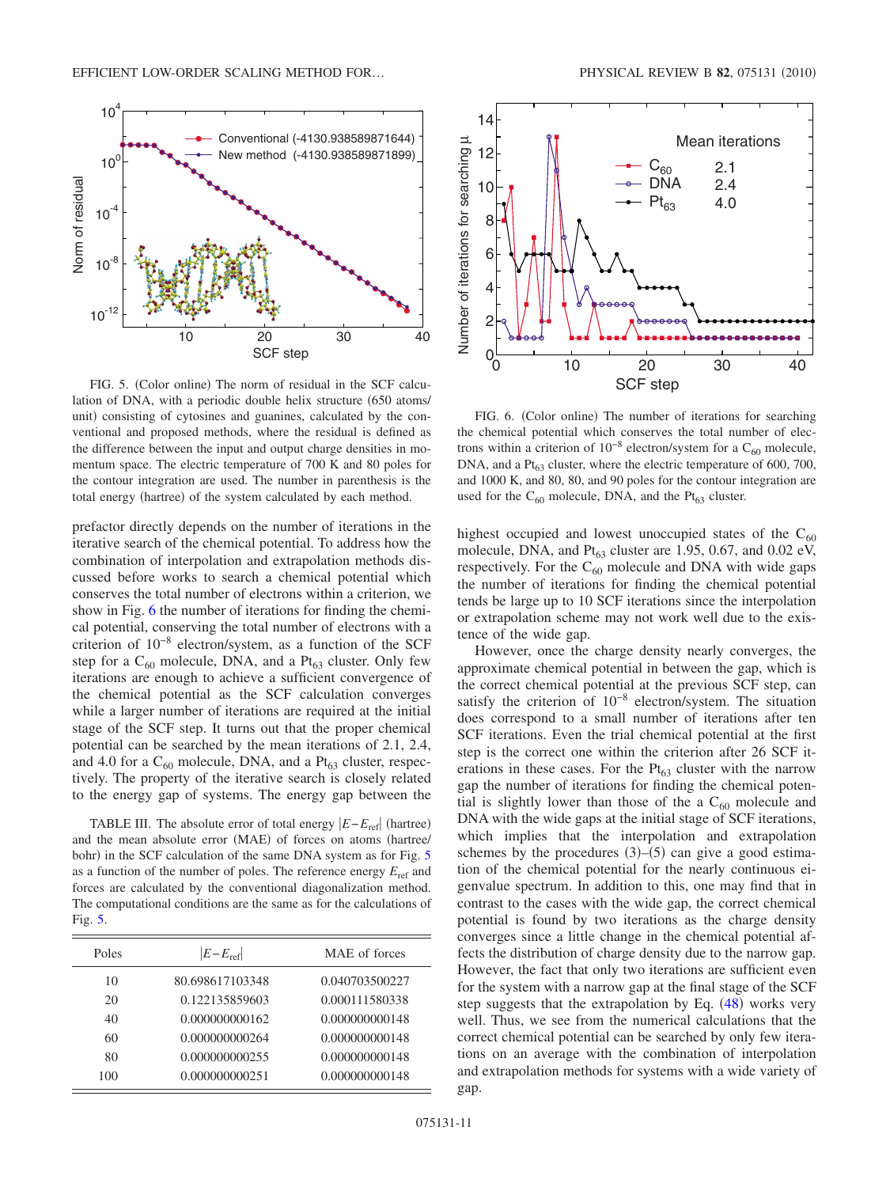FIG. 5. (Color online) The norm of residual in the SCF calculation of DNA, with a periodic double helix structure (650 atoms/unit) consisting of cytosines and guanines, calculated by the conventional and proposed methods, where the residual is defined as the difference between the input and output charge densities in momentum space. The electric temperature of 700 K and 80 poles for the contour integration are used. The number in parenthesis is the total energy (hartree) of the system calculated by each method.

prefactor directly depends on the number of iterations in the iterative search of the chemical potential. To address how the combination of interpolation and extrapolation methods discussed before works to search a chemical potential which conserves the total number of electrons within a criterion, we show in Fig. 6 the number of iterations for finding the chemical potential, conserving the total number of electrons with a criterion of $10^{-8}$ electron/system, as a function of the SCF step for a $C_{60}$ molecule, DNA, and a $Pt_{63}$ cluster. Only few iterations are enough to achieve a sufficient convergence of the chemical potential as the SCF calculation converges while a larger number of iterations are required at the initial stage of the SCF step. It turns out that the proper chemical potential can be searched by the mean iterations of 2.1, 2.4, and 4.0 for a $C_{60}$ molecule, DNA, and a $Pt_{63}$ cluster, respectively. The property of the iterative search is closely related to the energy gap of systems. The energy gap between the highest occupied and lowest unoccupied states of the $C_{60}$ molecule, DNA, and $Pt_{63}$ cluster are 1.95, 0.67, and 0.02 eV, respectively. For the $C_{60}$ molecule and DNA with wide gaps the number of iterations for finding the chemical potential tends to be large up to 10 SCF iterations since the interpolation or extrapolation scheme may not work well due to the existence of the wide gap.

TABLE III. The absolute error of total energy $|E-E_{\mathrm{ref}}|$ (hartree) and the mean absolute error (MAE) of forces on atoms (hartree/bohr) in the SCF calculation of the same DNA system as for Fig. 5 as a function of the number of poles. The reference energy $E_{\mathrm{ref}}$ and forces are calculated by the conventional diagonalization method. The computational conditions are the same as for the calculations of Fig. 5.

| Poles | $\|E-E_{\mathrm{ref}}\|$ | MAE of forces |
|---|---|---|
| 10 | 80.698617103348 | 0.040703500227 |
| 20 | 0.122135859603 | 0.000111580338 |
| 40 | 0.000000000162 | 0.000000000148 |
| 60 | 0.000000000264 | 0.000000000148 |
| 80 | 0.000000000255 | 0.000000000148 |
| 100 | 0.000000000251 | 0.000000000148 |

FIG. 6. (Color online) The number of iterations for searching the chemical potential which conserves the total number of electrons within a criterion of $10^{-8}$ electron/system for a $C_{60}$ molecule, DNA, and a $Pt_{63}$ cluster, where the electric temperature of 600, 700, and 1000 K, and 80, 80, and 90 poles for the contour integration are used for the $C_{60}$ molecule, DNA, and the $Pt_{63}$ cluster.

However, once the charge density nearly converges, the approximate chemical potential in between the gap, which is the correct chemical potential at the previous SCF step, can satisfy the criterion of $10^{-8}$ electron/system. The situation does correspond to a small number of iterations after ten SCF iterations. Even the trial chemical potential at the first step is the correct one within the criterion after 26 SCF iterations in these cases. For the $Pt_{63}$ cluster with the narrow gap the number of iterations for finding the chemical potential is slightly lower than those of the a $C_{60}$ molecule and DNA with the wide gaps at the initial stage of SCF iterations, which implies that the interpolation and extrapolation schemes by the procedures (3)–(5) can give a good estimation of the chemical potential for the nearly continuous eigenvalue spectrum. In addition to this, one may find that in contrast to the cases with the wide gap, the correct chemical potential is found by two iterations as the charge density converges since a little change in the chemical potential affects the distribution of charge density due to the narrow gap. However, the fact that only two iterations are sufficient even for the system with a narrow gap at the final stage of the SCF step suggests that the extrapolation by Eq. (48) works very well. Thus, we see from the numerical calculations that the correct chemical potential can be searched by only few iterations on an average with the combination of interpolation and extrapolation methods for systems with a wide variety of gap.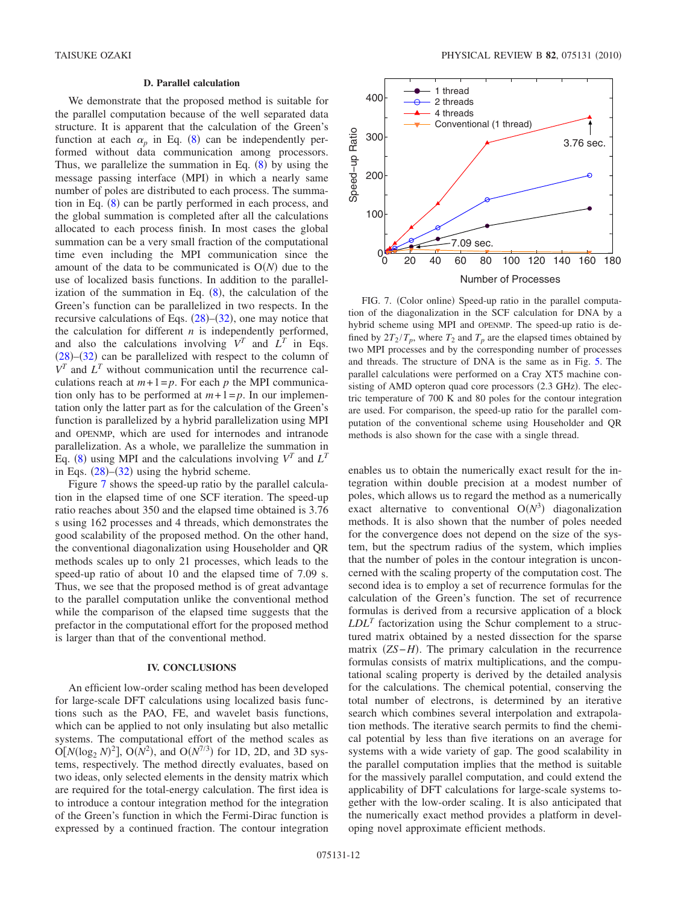### D. Parallel calculation

We demonstrate that the proposed method is suitable for the parallel computation because of the well separated data structure. It is apparent that the calculation of the Green's function at each $\alpha_p$ in Eq. (8) can be independently performed without data communication among processors. Thus, we parallelize the summation in Eq. (8) by using the message passing interface (MPI) in which a nearly same number of poles are distributed to each process. The summation in Eq. (8) can be partly performed in each process, and the global summation is completed after all the calculations allocated to each process finish. In most cases the global summation can be a very small fraction of the computational time even including the MPI communication since the amount of the data to be communicated is $O(N)$ due to the use of localized basis functions. In addition to the parallelization of the summation in Eq. (8), the calculation of the Green's function can be parallelized in two respects. In the recursive calculations of Eqs. (28)–(32), one may notice that the calculation for different $n$ is independently performed, and also the calculations involving $V^T$ and $L^T$ in Eqs. (28)–(32) can be parallelized with respect to the column of $V^T$ and $L^T$ without communication until the recurrence calculations reach at $m+1=p$. For each $p$ the MPI communication only has to be performed at $m+1=p$. In our implementation only the latter part as for the calculation of the Green's function is parallelized by a hybrid parallelization using MPI and OPENMP, which are used for internodes and intranode parallelization. As a whole, we parallelize the summation in Eq. (8) using MPI and the calculations involving $V^T$ and $L^T$ in Eqs. (28)–(32) using the hybrid scheme.

Figure 7 shows the speed-up ratio by the parallel calculation in the elapsed time of one SCF iteration. The speed-up ratio reaches about 350 and the elapsed time obtained is 3.76 s using 162 processes and 4 threads, which demonstrates the good scalability of the proposed method. On the other hand, the conventional diagonalization using Householder and QR methods scales up to only 21 processes, which leads to the speed-up ratio of about 10 and the elapsed time of 7.09 s. Thus, we see that the proposed method is of great advantage to the parallel computation unlike the conventional method while the comparison of the elapsed time suggests that the prefactor in the computational effort for the proposed method is larger than that of the conventional method.

FIG. 7. (Color online) Speed-up ratio in the parallel computation of the diagonalization in the SCF calculation for DNA by a hybrid scheme using MPI and OPENMP. The speed-up ratio is defined by $2T_2/T_p$, where $T_2$ and $T_p$ are the elapsed times obtained by two MPI processes and by the corresponding number of processes and threads. The structure of DNA is the same as in Fig. 5. The parallel calculations were performed on a Cray XT5 machine consisting of AMD opteron quad core processors (2.3 GHz). The electric temperature of 700 K and 80 poles for the contour integration are used. For comparison, the speed-up ratio for the parallel computation of the conventional scheme using Householder and QR methods is also shown for the case with a single thread.

## IV. CONCLUSIONS

An efficient low-order scaling method has been developed for large-scale DFT calculations using localized basis functions such as the PAO, FE, and wavelet basis functions, which can be applied to not only insulating but also metallic systems. The computational effort of the method scales as $O[N(\log_2 N)^2]$, $O(N^2)$, and $O(N^{7/3})$ for 1D, 2D, and 3D systems, respectively. The method directly evaluates, based on two ideas, only selected elements in the density matrix which are required for the total-energy calculation. The first idea is to introduce a contour integration method for the integration of the Green's function in which the Fermi-Dirac function is expressed by a continued fraction. The contour integration enables us to obtain the numerically exact result for the integration within double precision at a modest number of poles, which allows us to regard the method as a numerically exact alternative to conventional $O(N^3)$ diagonalization methods. It is also shown that the number of poles needed for the convergence does not depend on the size of the system, but the spectrum radius of the system, which implies that the number of poles in the contour integration is unconcerned with the scaling property of the computation cost. The second idea is to employ a set of recurrence formulas for the calculation of the Green's function. The set of recurrence formulas is derived from a recursive application of a block $LDL^T$ factorization using the Schur complement to a structured matrix obtained by a nested dissection for the sparse matrix $(ZS-H)$. The primary calculation in the recurrence formulas consists of matrix multiplications, and the computational scaling property is derived by the detailed analysis for the calculations. The chemical potential, conserving the total number of electrons, is determined by an iterative search which combines several interpolation and extrapolation methods. The iterative search permits to find the chemical potential by less than five iterations on an average for systems with a wide variety of gap. The good scalability in the parallel computation implies that the method is suitable for the massively parallel computation, and could extend the applicability of DFT calculations for large-scale systems together with the low-order scaling. It is also anticipated that the numerically exact method provides a platform in developing novel approximate efficient methods.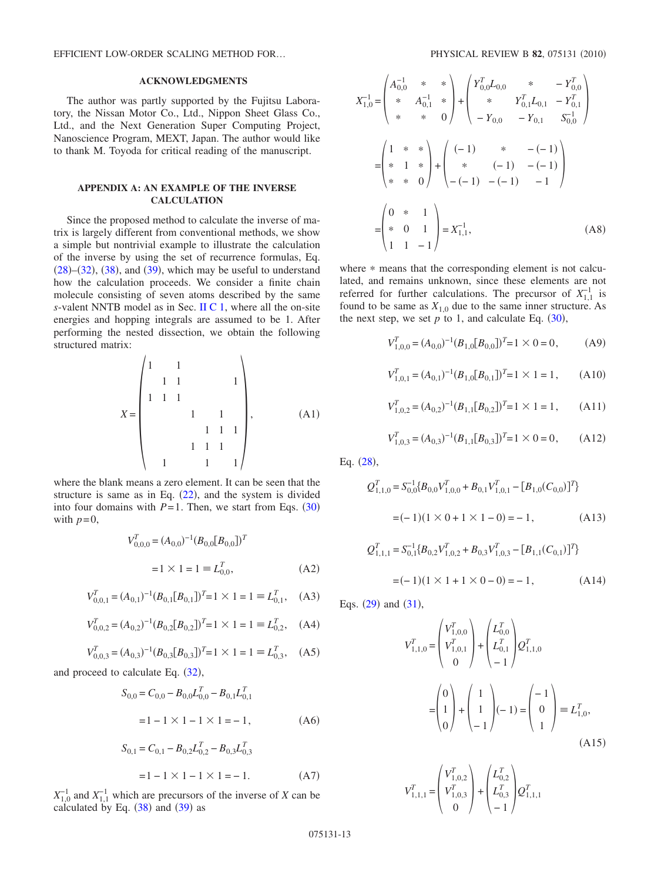## ACKNOWLEDGMENTS

The author was partly supported by the Fujitsu Laboratory, the Nissan Motor Co., Ltd., Nippon Sheet Glass Co., Ltd., and the Next Generation Super Computing Project, Nanoscience Program, MEXT, Japan. The author would like to thank M. Toyoda for critical reading of the manuscript.

## APPENDIX A: AN EXAMPLE OF THE INVERSE CALCULATION

Since the proposed method to calculate the inverse of matrix is largely different from conventional methods, we show a simple but nontrivial example to illustrate the calculation of the inverse by using the set of recurrence formulas, Eq. (28)–(32), (38), and (39), which may be useful to understand how the calculation proceeds. We consider a finite chain molecule consisting of seven atoms described by the same *s*-valent NNTB model as in Sec. II C 1, where all the on-site energies and hopping integrals are assumed to be 1. After performing the nested dissection, we obtain the following structured matrix:

$$X = \begin{pmatrix} 1 & & 1 & & & & \\ & 1 & 1 & & & & 1 \\ 1 & 1 & 1 & & & & \\ & & & 1 & & 1 & \\ & & & & 1 & 1 & 1 \\ & & & 1 & 1 & 1 & \\ & 1 & & & 1 & & 1 \end{pmatrix}, \tag{A1}$$

where the blank means a zero element. It can be seen that the structure is same as in Eq. (22), and the system is divided into four domains with $P=1$. Then, we start from Eqs. (30) with $p=0$,

$$V^T_{0,0,0} = (A_{0,0})^{-1}(B_{0,0}[B_{0,0}])^T$$
$$= 1 \times 1 = 1 \equiv L^T_{0,0}, \tag{A2}$$

$$V^T_{0,0,1} = (A_{0,1})^{-1}(B_{0,1}[B_{0,1}])^T = 1 \times 1 = 1 \equiv L^T_{0,1}, \tag{A3}$$

$$V^T_{0,0,2} = (A_{0,2})^{-1}(B_{0,2}[B_{0,2}])^T = 1 \times 1 = 1 \equiv L^T_{0,2}, \tag{A4}$$

$$V^T_{0,0,3} = (A_{0,3})^{-1}(B_{0,3}[B_{0,3}])^T = 1 \times 1 = 1 \equiv L^T_{0,3}, \tag{A5}$$

and proceed to calculate Eq. (32),

$$S_{0,0} = C_{0,0} - B_{0,0}L^T_{0,0} - B_{0,1}L^T_{0,1}$$
$$= 1 - 1 \times 1 - 1 \times 1 = -1, \tag{A6}$$

$$S_{0,1} = C_{0,1} - B_{0,2}L^T_{0,2} - B_{0,3}L^T_{0,3}$$
$$= 1 - 1 \times 1 - 1 \times 1 = -1. \tag{A7}$$

$X^{-1}_{1,0}$ and $X^{-1}_{1,1}$ which are precursors of the inverse of $X$ can be calculated by Eq. (38) and (39) as

$$X^{-1}_{1,0} = \begin{pmatrix} A^{-1}_{0,0} & * & * \\ * & A^{-1}_{0,1} & * \\ * & * & 0 \end{pmatrix} + \begin{pmatrix} Y^T_{0,0}L_{0,0} & * & -Y^T_{0,0} \\ * & Y^T_{0,1}L_{0,1} & -Y^T_{0,1} \\ -Y_{0,0} & -Y_{0,1} & S^{-1}_{0,0} \end{pmatrix}$$
$$= \begin{pmatrix} 1 & * & * \\ * & 1 & * \\ * & * & 0 \end{pmatrix} + \begin{pmatrix} (-1) & * & -(-1) \\ * & (-1) & -(-1) \\ -(-1) & -(-1) & -1 \end{pmatrix}$$
$$= \begin{pmatrix} 0 & * & 1 \\ * & 0 & 1 \\ 1 & 1 & -1 \end{pmatrix} = X^{-1}_{1,1}, \tag{A8}$$

where $*$ means that the corresponding element is not calculated, and remains unknown, since these elements are not referred for further calculations. The precursor of $X^{-1}_{1,1}$ is found to be same as $X_{1,0}$ due to the same inner structure. As the next step, we set $p$ to 1, and calculate Eq. (30),

$$V^T_{1,0,0} = (A_{0,0})^{-1}(B_{1,0}[B_{0,0}])^T = 1 \times 0 = 0, \tag{A9}$$

$$V^T_{1,0,1} = (A_{0,1})^{-1}(B_{1,0}[B_{0,1}])^T = 1 \times 1 = 1, \tag{A10}$$

$$V^T_{1,0,2} = (A_{0,2})^{-1}(B_{1,1}[B_{0,2}])^T = 1 \times 1 = 1, \tag{A11}$$

$$V^T_{1,0,3} = (A_{0,3})^{-1}(B_{1,1}[B_{0,3}])^T = 1 \times 0 = 0, \tag{A12}$$

Eq. (28),

$$Q^T_{1,1,0} = S^{-1}_{0,0}\{B_{0,0}V^T_{1,0,0} + B_{0,1}V^T_{1,0,1} - [B_{1,0}(C_{0,0})]^T\}$$
$$= (-1)(1 \times 0 + 1 \times 1 - 0) = -1, \tag{A13}$$

$$Q^T_{1,1,1} = S^{-1}_{0,1}\{B_{0,2}V^T_{1,0,2} + B_{0,3}V^T_{1,0,3} - [B_{1,1}(C_{0,1})]^T\}$$
$$= (-1)(1 \times 1 + 1 \times 0 - 0) = -1, \tag{A14}$$

Eqs. (29) and (31),

$$V^T_{1,1,0} = \begin{pmatrix} V^T_{1,0,0} \\ V^T_{1,0,1} \\ 0 \end{pmatrix} + \begin{pmatrix} L^T_{0,0} \\ L^T_{0,1} \\ -1 \end{pmatrix} Q^T_{1,1,0}$$
$$= \begin{pmatrix} 0 \\ 1 \\ 0 \end{pmatrix} + \begin{pmatrix} 1 \\ 1 \\ -1 \end{pmatrix}(-1) = \begin{pmatrix} -1 \\ 0 \\ 1 \end{pmatrix} \equiv L^T_{1,0}, \tag{A15}$$

$$V^T_{1,1,1} = \begin{pmatrix} V^T_{1,0,2} \\ V^T_{1,0,3} \\ 0 \end{pmatrix} + \begin{pmatrix} L^T_{0,2} \\ L^T_{0,3} \\ -1 \end{pmatrix} Q^T_{1,1,1}$$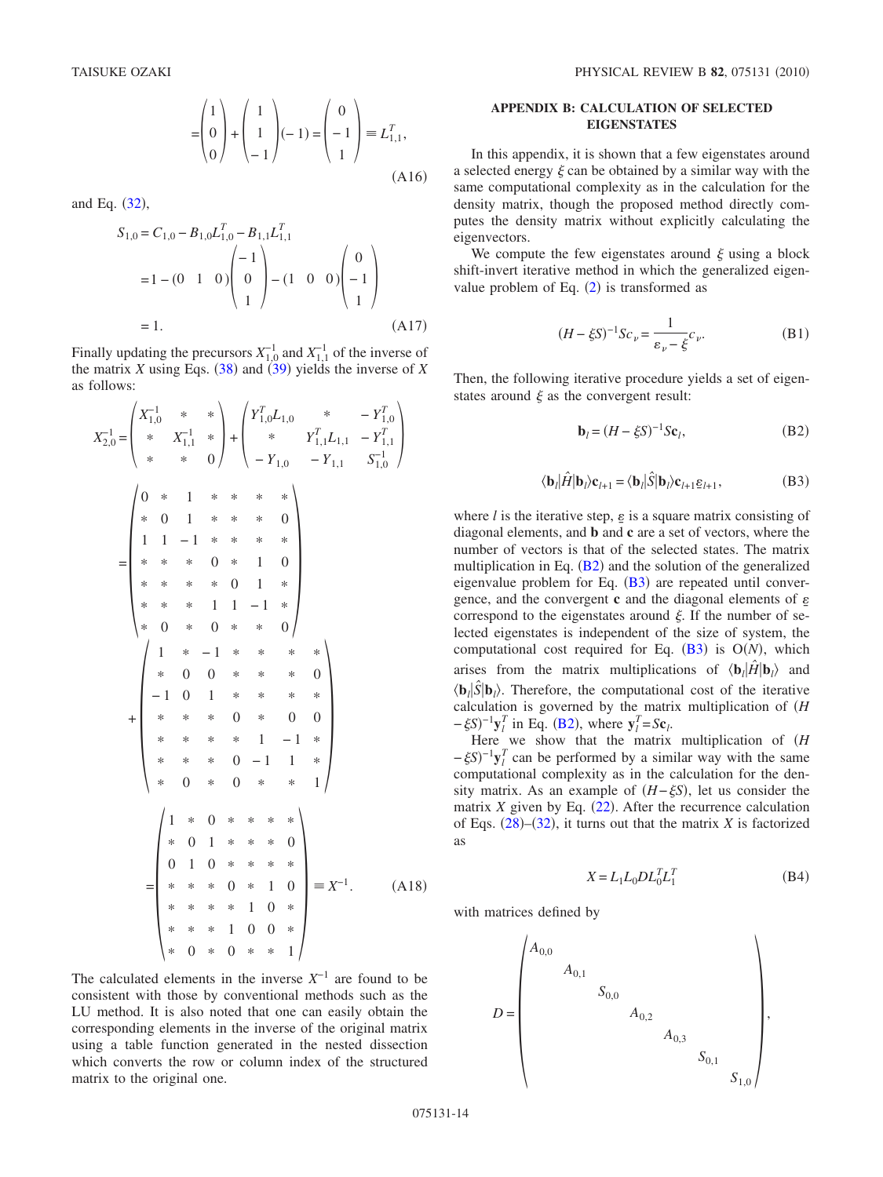$$= \begin{pmatrix} 1 \\ 0 \\ 0 \end{pmatrix} + \begin{pmatrix} 1 \\ 1 \\ -1 \end{pmatrix}(-1) = \begin{pmatrix} 0 \\ -1 \\ 1 \end{pmatrix} \equiv L_{1,1}^T, \tag{A16}$$

and Eq. (32),

$$\begin{aligned} S_{1,0} &= C_{1,0} - B_{1,0}L_{1,0}^T - B_{1,1}L_{1,1}^T \\ &= 1 - (0 \quad 1 \quad 0)\begin{pmatrix} -1 \\ 0 \\ 1 \end{pmatrix} - (1 \quad 0 \quad 0)\begin{pmatrix} 0 \\ -1 \\ 1 \end{pmatrix} \\ &= 1. \end{aligned} \tag{A17}$$

Finally updating the precursors $X_{1,0}^{-1}$ and $X_{1,1}^{-1}$ of the inverse of the matrix $X$ using Eqs. (38) and (39) yields the inverse of $X$ as follows:

$$\begin{aligned} X_{2,0}^{-1} &= \begin{pmatrix} X_{1,0}^{-1} & * & * \\ * & X_{1,1}^{-1} & * \\ * & * & 0 \end{pmatrix} + \begin{pmatrix} Y_{1,0}^T L_{1,0} & * & -Y_{1,0}^T \\ * & Y_{1,1}^T L_{1,1} & -Y_{1,1}^T \\ -Y_{1,0} & -Y_{1,1} & S_{1,0}^{-1} \end{pmatrix} \\ &= \begin{pmatrix} 0 & * & 1 & * & * & * & * \\ * & 0 & 1 & * & * & * & 0 \\ 1 & 1 & -1 & * & * & * & * \\ * & * & * & 0 & * & 1 & 0 \\ * & * & * & * & 0 & 1 & * \\ * & * & * & 1 & 1 & -1 & * \\ * & 0 & * & 0 & * & * & 0 \end{pmatrix} \\ &\quad + \begin{pmatrix} 1 & * & -1 & * & * & * & * \\ * & 0 & 0 & * & * & * & 0 \\ -1 & 0 & 1 & * & * & * & * \\ * & * & * & 0 & * & 0 & 0 \\ * & * & * & * & 1 & -1 & * \\ * & * & * & 0 & -1 & 1 & * \\ * & 0 & * & 0 & * & * & 1 \end{pmatrix} \\ &= \begin{pmatrix} 1 & * & 0 & * & * & * & * \\ * & 0 & 1 & * & * & * & 0 \\ 0 & 1 & 0 & * & * & * & * \\ * & * & * & 0 & * & 1 & 0 \\ * & * & * & * & 1 & 0 & * \\ * & * & * & 1 & 0 & 0 & * \\ * & 0 & * & 0 & * & * & 1 \end{pmatrix} \equiv X^{-1}. \end{aligned} \tag{A18}$$

The calculated elements in the inverse $X^{-1}$ are found to be consistent with those by conventional methods such as the LU method. It is also noted that one can easily obtain the corresponding elements in the inverse of the original matrix using a table function generated in the nested dissection which converts the row or column index of the structured matrix to the original one.

## APPENDIX B: CALCULATION OF SELECTED EIGENSTATES

In this appendix, it is shown that a few eigenstates around a selected energy $\xi$ can be obtained by a similar way with the same computational complexity as in the calculation for the density matrix, though the proposed method directly computes the density matrix without explicitly calculating the eigenvectors.

We compute the few eigenstates around $\xi$ using a block shift-invert iterative method in which the generalized eigenvalue problem of Eq. (2) is transformed as

$$(H - \xi S)^{-1} S c_\nu = \frac{1}{\varepsilon_\nu - \xi} c_\nu. \tag{B1}$$

Then, the following iterative procedure yields a set of eigenstates around $\xi$ as the convergent result:

$$\mathbf{b}_l = (H - \xi S)^{-1} S \mathbf{c}_l, \tag{B2}$$

$$\langle \mathbf{b}_l | \hat{H} | \mathbf{b}_l \rangle \mathbf{c}_{l+1} = \langle \mathbf{b}_l | \hat{S} | \mathbf{b}_l \rangle \mathbf{c}_{l+1} \underline{\varepsilon}_{l+1}, \tag{B3}$$

where $l$ is the iterative step, $\underline{\varepsilon}$ is a square matrix consisting of diagonal elements, and $\mathbf{b}$ and $\mathbf{c}$ are a set of vectors, where the number of vectors is that of the selected states. The matrix multiplication in Eq. (B2) and the solution of the generalized eigenvalue problem for Eq. (B3) are repeated until convergence, and the convergent $\mathbf{c}$ and the diagonal elements of $\underline{\varepsilon}$ correspond to the eigenstates around $\xi$. If the number of selected eigenstates is independent of the size of system, the computational cost required for Eq. (B3) is O($N$), which arises from the matrix multiplications of $\langle \mathbf{b}_l | \hat{H} | \mathbf{b}_l \rangle$ and $\langle \mathbf{b}_l | \hat{S} | \mathbf{b}_l \rangle$. Therefore, the computational cost of the iterative calculation is governed by the matrix multiplication of $(H - \xi S)^{-1} \mathbf{y}_l^T$ in Eq. (B2), where $\mathbf{y}_l^T = S\mathbf{c}_l$.

Here we show that the matrix multiplication of $(H - \xi S)^{-1} \mathbf{y}_l^T$ can be performed by a similar way with the same computational complexity as in the calculation for the density matrix. As an example of $(H - \xi S)$, let us consider the matrix $X$ given by Eq. (22). After the recurrence calculation of Eqs. (28)–(32), it turns out that the matrix $X$ is factorized as

$$X = L_1 L_0 D L_0^T L_1^T \tag{B4}$$

with matrices defined by

$$D = \begin{pmatrix} A_{0,0} & & & & & & \\ & A_{0,1} & & & & & \\ & & S_{0,0} & & & & \\ & & & A_{0,2} & & & \\ & & & & A_{0,3} & & \\ & & & & & S_{0,1} & \\ & & & & & & S_{1,0} \end{pmatrix},$$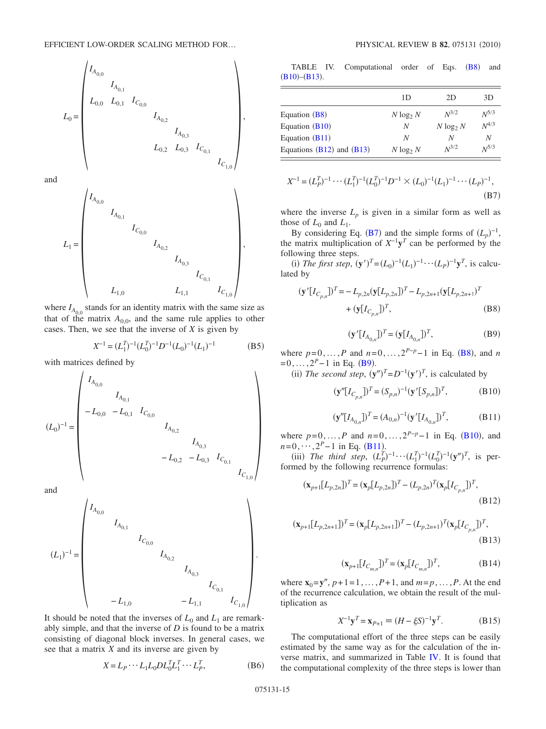$$
L_0 = \begin{pmatrix}
I_{A_{0,0}} & & & & & & \\
& I_{A_{0,1}} & & & & & \\
L_{0,0} & L_{0,1} & I_{C_{0,0}} & & & & \\
& & & I_{A_{0,2}} & & & \\
& & & & I_{A_{0,3}} & & \\
& & & L_{0,2} & L_{0,3} & I_{C_{0,1}} & \\
& & & & & & I_{C_{1,0}}
\end{pmatrix},
$$

and

$$
L_1 = \begin{pmatrix}
I_{A_{0,0}} & & & & & & \\
& I_{A_{0,1}} & & & & & \\
& & I_{C_{0,0}} & & & & \\
& & & I_{A_{0,2}} & & & \\
& & & & I_{A_{0,3}} & & \\
& & & & & I_{C_{0,1}} & \\
& & L_{1,0} & & & L_{1,1} & I_{C_{1,0}}
\end{pmatrix},
$$

where $I_{A_{0,0}}$ stands for an identity matrix with the same size as that of the matrix $A_{0,0}$, and the same rule applies to other cases. Then, we see that the inverse of $X$ is given by

$$
X^{-1} = (L_1^T)^{-1}(L_0^T)^{-1}D^{-1}(L_0)^{-1}(L_1)^{-1} \tag{B5}
$$

with matrices defined by

$$
(L_0)^{-1} = \begin{pmatrix}
I_{A_{0,0}} & & & & & & \\
& I_{A_{0,1}} & & & & & \\
-L_{0,0} & -L_{0,1} & I_{C_{0,0}} & & & & \\
& & & I_{A_{0,2}} & & & \\
& & & & I_{A_{0,3}} & & \\
& & & -L_{0,2} & -L_{0,3} & I_{C_{0,1}} & \\
& & & & & & I_{C_{1,0}}
\end{pmatrix}
$$

and

$$
(L_1)^{-1} = \begin{pmatrix}
I_{A_{0,0}} & & & & & & \\
& I_{A_{0,1}} & & & & & \\
& & I_{C_{0,0}} & & & & \\
& & & I_{A_{0,2}} & & & \\
& & & & I_{A_{0,3}} & & \\
& & & & & I_{C_{0,1}} & \\
& & -L_{1,0} & & & -L_{1,1} & I_{C_{1,0}}
\end{pmatrix}.
$$

It should be noted that the inverses of $L_0$ and $L_1$ are remarkably simple, and that the inverse of $D$ is found to be a matrix consisting of diagonal block inverses. In general cases, we see that a matrix $X$ and its inverse are given by

$$
X = L_P \cdots L_1 L_0 D L_0^T L_1^T \cdots L_P^T, \tag{B6}
$$

$$
X^{-1} = (L_P^T)^{-1} \cdots (L_1^T)^{-1}(L_0^T)^{-1}D^{-1} \times (L_0)^{-1}(L_1)^{-1} \cdots (L_P)^{-1}, \tag{B7}
$$

where the inverse $L_p$ is given in a similar form as well as those of $L_0$ and $L_1$.

By considering Eq. (B7) and the simple forms of $(L_p)^{-1}$, the matrix multiplication of $X^{-1}\mathbf{y}^T$ can be performed by the following three steps.

(i) *The first step*, $(\mathbf{y}')^T = (L_0)^{-1}(L_1)^{-1} \cdots (L_P)^{-1}\mathbf{y}^T$, is calculated by

$$
(\mathbf{y}'[I_{C_{p,n}}])^T = -L_{p,2n}(\mathbf{y}[L_{p,2n}])^T - L_{p,2n+1}(\mathbf{y}[L_{p,2n+1}])^T + (\mathbf{y}[I_{C_{p,n}}])^T, \tag{B8}
$$

$$
(\mathbf{y}'[I_{A_{0,n}}])^T = (\mathbf{y}[I_{A_{0,n}}])^T, \tag{B9}
$$

where $p = 0, \ldots, P$ and $n = 0, \ldots, 2^{P-p} - 1$ in Eq. (B8), and $n = 0, \ldots, 2^P - 1$ in Eq. (B9).

(ii) *The second step*, $(\mathbf{y}'')^T = D^{-1}(\mathbf{y}')^T$, is calculated by

$$
(\mathbf{y}''[I_{C_{p,n}}])^T = (S_{p,n})^{-1}(\mathbf{y}'[S_{p,n}])^T, \tag{B10}
$$

$$
(\mathbf{y}''[I_{A_{0,n}}])^T = (A_{0,n})^{-1}(\mathbf{y}'[I_{A_{0,n}}])^T, \tag{B11}
$$

where $p = 0, \ldots, P$ and $n = 0, \ldots, 2^{P-p} - 1$ in Eq. (B10), and $n = 0, \cdots, 2^P - 1$ in Eq. (B11).

(iii) *The third step*, $(L_P^T)^{-1} \cdots (L_1^T)^{-1}(L_0^T)^{-1}(\mathbf{y}'')^T$, is performed by the following recurrence formulas:

$$
(\mathbf{x}_{p+1}[L_{p,2n}])^T = (\mathbf{x}_p[L_{p,2n}])^T - (L_{p,2n})^T(\mathbf{x}_p[I_{C_{p,n}}])^T, \tag{B12}
$$

$$
(\mathbf{x}_{p+1}[L_{p,2n+1}])^T = (\mathbf{x}_p[L_{p,2n+1}])^T - (L_{p,2n+1})^T(\mathbf{x}_p[I_{C_{p,n}}])^T, \tag{B13}
$$

$$
(\mathbf{x}_{p+1}[I_{C_{m,n}}])^T = (\mathbf{x}_p[I_{C_{m,n}}])^T, \tag{B14}
$$

where $\mathbf{x}_0 = \mathbf{y}''$, $p+1 = 1, \ldots, P+1$, and $m = p, \ldots, P$. At the end of the recurrence calculation, we obtain the result of the multiplication as

$$
X^{-1}\mathbf{y}^T = \mathbf{x}_{P+1} \equiv (H - \xi S)^{-1}\mathbf{y}^T. \tag{B15}
$$

The computational effort of the three steps can be easily estimated by the same way as for the calculation of the inverse matrix, and summarized in Table IV. It is found that the computational complexity of the three steps is lower than

TABLE IV. Computational order of Eqs. (B8) and (B10)–(B13).

| | 1D | 2D | 3D |
|---|---|---|---|
| Equation (B8) | $N \log_2 N$ | $N^{3/2}$ | $N^{5/3}$ |
| Equation (B10) | $N$ | $N \log_2 N$ | $N^{4/3}$ |
| Equation (B11) | $N$ | $N$ | $N$ |
| Equations (B12) and (B13) | $N \log_2 N$ | $N^{3/2}$ | $N^{5/3}$ |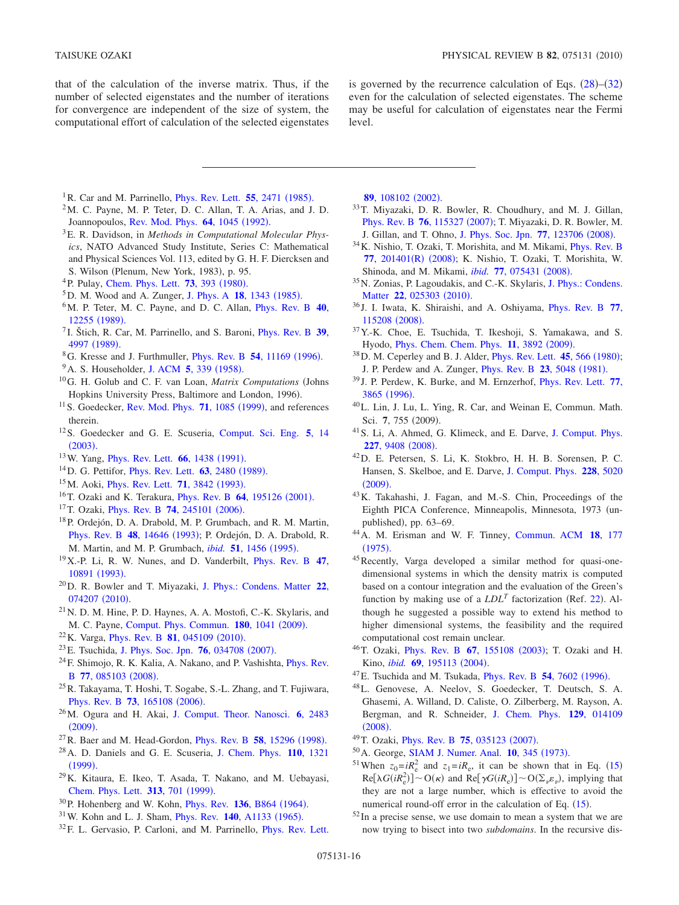that of the calculation of the inverse matrix. Thus, if the number of selected eigenstates and the number of iterations for convergence are independent of the size of system, the computational effort of calculation of the selected eigenstates is governed by the recurrence calculation of Eqs. (28)–(32) even for the calculation of selected eigenstates. The scheme may be useful for calculation of eigenstates near the Fermi level.

---

[1] R. Car and M. Parrinello, Phys. Rev. Lett. **55**, 2471 (1985).

[2] M. C. Payne, M. P. Teter, D. C. Allan, T. A. Arias, and J. D. Joannopoulos, Rev. Mod. Phys. **64**, 1045 (1992).

[3] E. R. Davidson, in *Methods in Computational Molecular Physics*, NATO Advanced Study Institute, Series C: Mathematical and Physical Sciences Vol. 113, edited by G. H. F. Diercksen and S. Wilson (Plenum, New York, 1983), p. 95.

[4] P. Pulay, Chem. Phys. Lett. **73**, 393 (1980).

[5] D. M. Wood and A. Zunger, J. Phys. A **18**, 1343 (1985).

[6] M. P. Teter, M. C. Payne, and D. C. Allan, Phys. Rev. B **40**, 12255 (1989).

[7] I. Štich, R. Car, M. Parrinello, and S. Baroni, Phys. Rev. B **39**, 4997 (1989).

[8] G. Kresse and J. Furthmuller, Phys. Rev. B **54**, 11169 (1996).

[9] A. S. Householder, J. ACM **5**, 339 (1958).

[10] G. H. Golub and C. F. van Loan, *Matrix Computations* (Johns Hopkins University Press, Baltimore and London, 1996).

[11] S. Goedecker, Rev. Mod. Phys. **71**, 1085 (1999), and references therein.

[12] S. Goedecker and G. E. Scuseria, Comput. Sci. Eng. **5**, 14 (2003).

[13] W. Yang, Phys. Rev. Lett. **66**, 1438 (1991).

[14] D. G. Pettifor, Phys. Rev. Lett. **63**, 2480 (1989).

[15] M. Aoki, Phys. Rev. Lett. **71**, 3842 (1993).

[16] T. Ozaki and K. Terakura, Phys. Rev. B **64**, 195126 (2001).

[17] T. Ozaki, Phys. Rev. B **74**, 245101 (2006).

[18] P. Ordejón, D. A. Drabold, M. P. Grumbach, and R. M. Martin, Phys. Rev. B **48**, 14646 (1993); P. Ordejón, D. A. Drabold, R. M. Martin, and M. P. Grumbach, *ibid.* **51**, 1456 (1995).

[19] X.-P. Li, R. W. Nunes, and D. Vanderbilt, Phys. Rev. B **47**, 10891 (1993).

[20] D. R. Bowler and T. Miyazaki, J. Phys.: Condens. Matter **22**, 074207 (2010).

[21] N. D. M. Hine, P. D. Haynes, A. A. Mostofi, C.-K. Skylaris, and M. C. Payne, Comput. Phys. Commun. **180**, 1041 (2009).

[22] K. Varga, Phys. Rev. B **81**, 045109 (2010).

[23] E. Tsuchida, J. Phys. Soc. Jpn. **76**, 034708 (2007).

[24] F. Shimojo, R. K. Kalia, A. Nakano, and P. Vashishta, Phys. Rev. B **77**, 085103 (2008).

[25] R. Takayama, T. Hoshi, T. Sogabe, S.-L. Zhang, and T. Fujiwara, Phys. Rev. B **73**, 165108 (2006).

[26] M. Ogura and H. Akai, J. Comput. Theor. Nanosci. **6**, 2483 (2009).

[27] R. Baer and M. Head-Gordon, Phys. Rev. B **58**, 15296 (1998).

[28] A. D. Daniels and G. E. Scuseria, J. Chem. Phys. **110**, 1321 (1999).

[29] K. Kitaura, E. Ikeo, T. Asada, T. Nakano, and M. Uebayasi, Chem. Phys. Lett. **313**, 701 (1999).

[30] P. Hohenberg and W. Kohn, Phys. Rev. **136**, B864 (1964).

[31] W. Kohn and L. J. Sham, Phys. Rev. **140**, A1133 (1965).

[32] F. L. Gervasio, P. Carloni, and M. Parrinello, Phys. Rev. Lett. **89**, 108102 (2002).

[33] T. Miyazaki, D. R. Bowler, R. Choudhury, and M. J. Gillan, Phys. Rev. B **76**, 115327 (2007); T. Miyazaki, D. R. Bowler, M. J. Gillan, and T. Ohno, J. Phys. Soc. Jpn. **77**, 123706 (2008).

[34] K. Nishio, T. Ozaki, T. Morishita, and M. Mikami, Phys. Rev. B **77**, 201401(R) (2008); K. Nishio, T. Ozaki, T. Morishita, W. Shinoda, and M. Mikami, *ibid.* **77**, 075431 (2008).

[35] N. Zonias, P. Lagoudakis, and C.-K. Skylaris, J. Phys.: Condens. Matter **22**, 025303 (2010).

[36] J. I. Iwata, K. Shiraishi, and A. Oshiyama, Phys. Rev. B **77**, 115208 (2008).

[37] Y.-K. Choe, E. Tsuchida, T. Ikeshoji, S. Yamakawa, and S. Hyodo, Phys. Chem. Chem. Phys. **11**, 3892 (2009).

[38] D. M. Ceperley and B. J. Alder, Phys. Rev. Lett. **45**, 566 (1980); J. P. Perdew and A. Zunger, Phys. Rev. B **23**, 5048 (1981).

[39] J. P. Perdew, K. Burke, and M. Ernzerhof, Phys. Rev. Lett. **77**, 3865 (1996).

[40] L. Lin, J. Lu, L. Ying, R. Car, and Weinan E, Commun. Math. Sci. **7**, 755 (2009).

[41] S. Li, A. Ahmed, G. Klimeck, and E. Darve, J. Comput. Phys. **227**, 9408 (2008).

[42] D. E. Petersen, S. Li, K. Stokbro, H. H. B. Sorensen, P. C. Hansen, S. Skelboe, and E. Darve, J. Comput. Phys. **228**, 5020 (2009).

[43] K. Takahashi, J. Fagan, and M.-S. Chin, Proceedings of the Eighth PICA Conference, Minneapolis, Minnesota, 1973 (unpublished), pp. 63–69.

[44] A. M. Erisman and W. F. Tinney, Commun. ACM **18**, 177 (1975).

[45] Recently, Varga developed a similar method for quasi-one-dimensional systems in which the density matrix is computed based on a contour integration and the evaluation of the Green's function by making use of a $LDL^T$ factorization (Ref. 22). Although he suggested a possible way to extend his method to higher dimensional systems, the feasibility and the required computational cost remain unclear.

[46] T. Ozaki, Phys. Rev. B **67**, 155108 (2003); T. Ozaki and H. Kino, *ibid.* **69**, 195113 (2004).

[47] E. Tsuchida and M. Tsukada, Phys. Rev. B **54**, 7602 (1996).

[48] L. Genovese, A. Neelov, S. Goedecker, T. Deutsch, S. A. Ghasemi, A. Willand, D. Caliste, O. Zilberberg, M. Rayson, A. Bergman, and R. Schneider, J. Chem. Phys. **129**, 014109 (2008).

[49] T. Ozaki, Phys. Rev. B **75**, 035123 (2007).

[50] A. George, SIAM J. Numer. Anal. **10**, 345 (1973).

[51] When $z_0 = iR_e^2$ and $z_1 = iR_e$, it can be shown that in Eq. (15) $\mathrm{Re}[\lambda G(iR_e^2)] \sim \mathrm{O}(\kappa)$ and $\mathrm{Re}[\gamma G(iR_e)] \sim \mathrm{O}(\Sigma_\nu \varepsilon_\nu)$, implying that they are not a large number, which is effective to avoid the numerical round-off error in the calculation of Eq. (15).

[52] In a precise sense, we use domain to mean a system that we are now trying to bisect into two *subdomains*. In the recursive dis-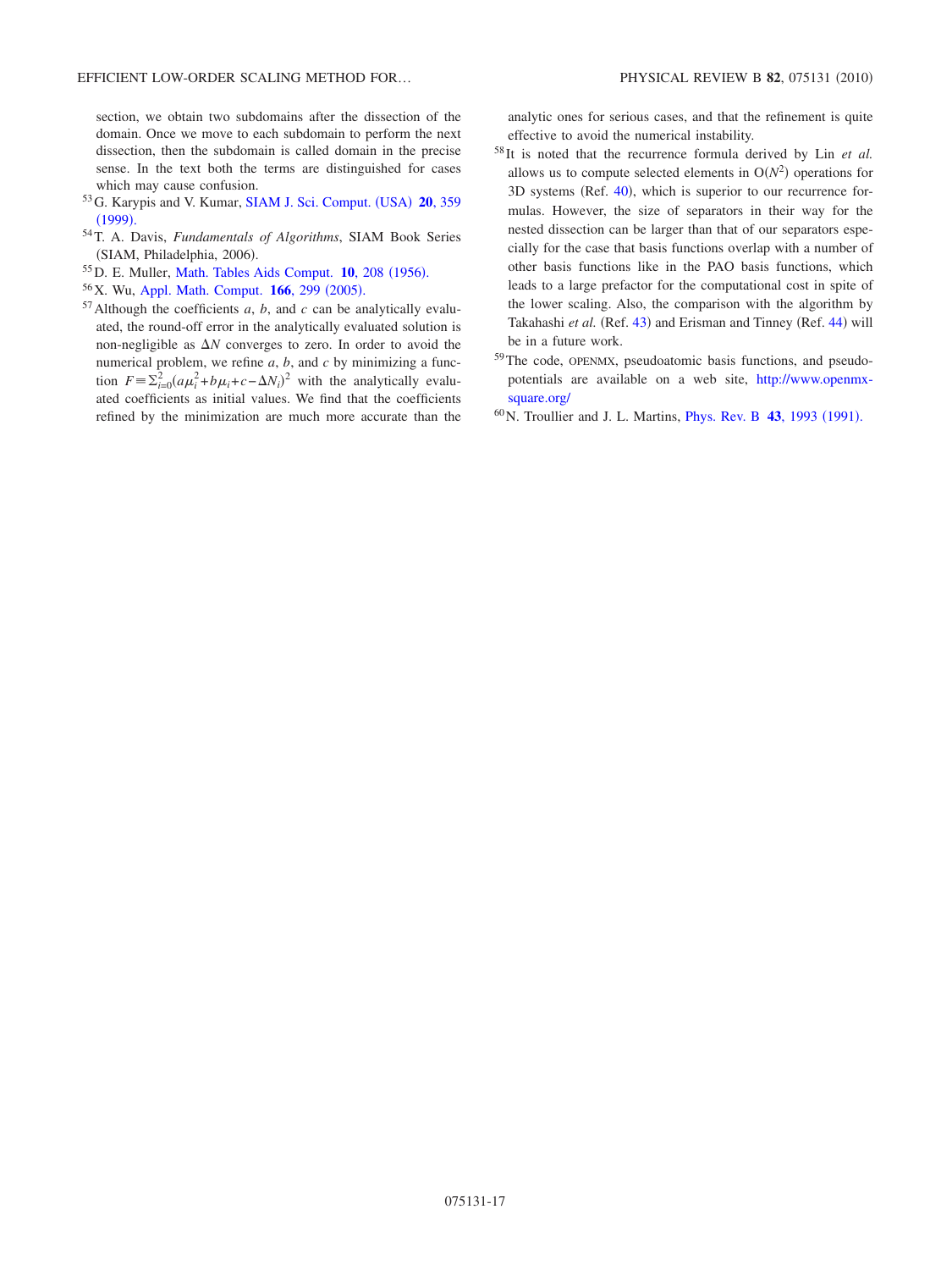section, we obtain two subdomains after the dissection of the domain. Once we move to each subdomain to perform the next dissection, then the subdomain is called domain in the precise sense. In the text both the terms are distinguished for cases which may cause confusion.

[53] G. Karypis and V. Kumar, SIAM J. Sci. Comput. (USA) **20**, 359 (1999).

[54] T. A. Davis, *Fundamentals of Algorithms*, SIAM Book Series (SIAM, Philadelphia, 2006).

[55] D. E. Muller, Math. Tables Aids Comput. **10**, 208 (1956).

[56] X. Wu, Appl. Math. Comput. **166**, 299 (2005).

[57] Although the coefficients $a$, $b$, and $c$ can be analytically evaluated, the round-off error in the analytically evaluated solution is non-negligible as $\Delta N$ converges to zero. In order to avoid the numerical problem, we refine $a$, $b$, and $c$ by minimizing a function $F \equiv \Sigma_{i=0}^{2}(a\mu_i^2 + b\mu_i + c - \Delta N_i)^2$ with the analytically evaluated coefficients as initial values. We find that the coefficients refined by the minimization are much more accurate than the analytic ones for serious cases, and that the refinement is quite effective to avoid the numerical instability.

[58] It is noted that the recurrence formula derived by Lin *et al.* allows us to compute selected elements in $O(N^2)$ operations for 3D systems (Ref. 40), which is superior to our recurrence formulas. However, the size of separators in their way for the nested dissection can be larger than that of our separators especially for the case that basis functions overlap with a number of other basis functions like in the PAO basis functions, which leads to a large prefactor for the computational cost in spite of the lower scaling. Also, the comparison with the algorithm by Takahashi *et al.* (Ref. 43) and Erisman and Tinney (Ref. 44) will be in a future work.

[59] The code, OPENMX, pseudoatomic basis functions, and pseudopotentials are available on a web site, http://www.openmx-square.org/

[60] N. Troullier and J. L. Martins, Phys. Rev. B **43**, 1993 (1991).